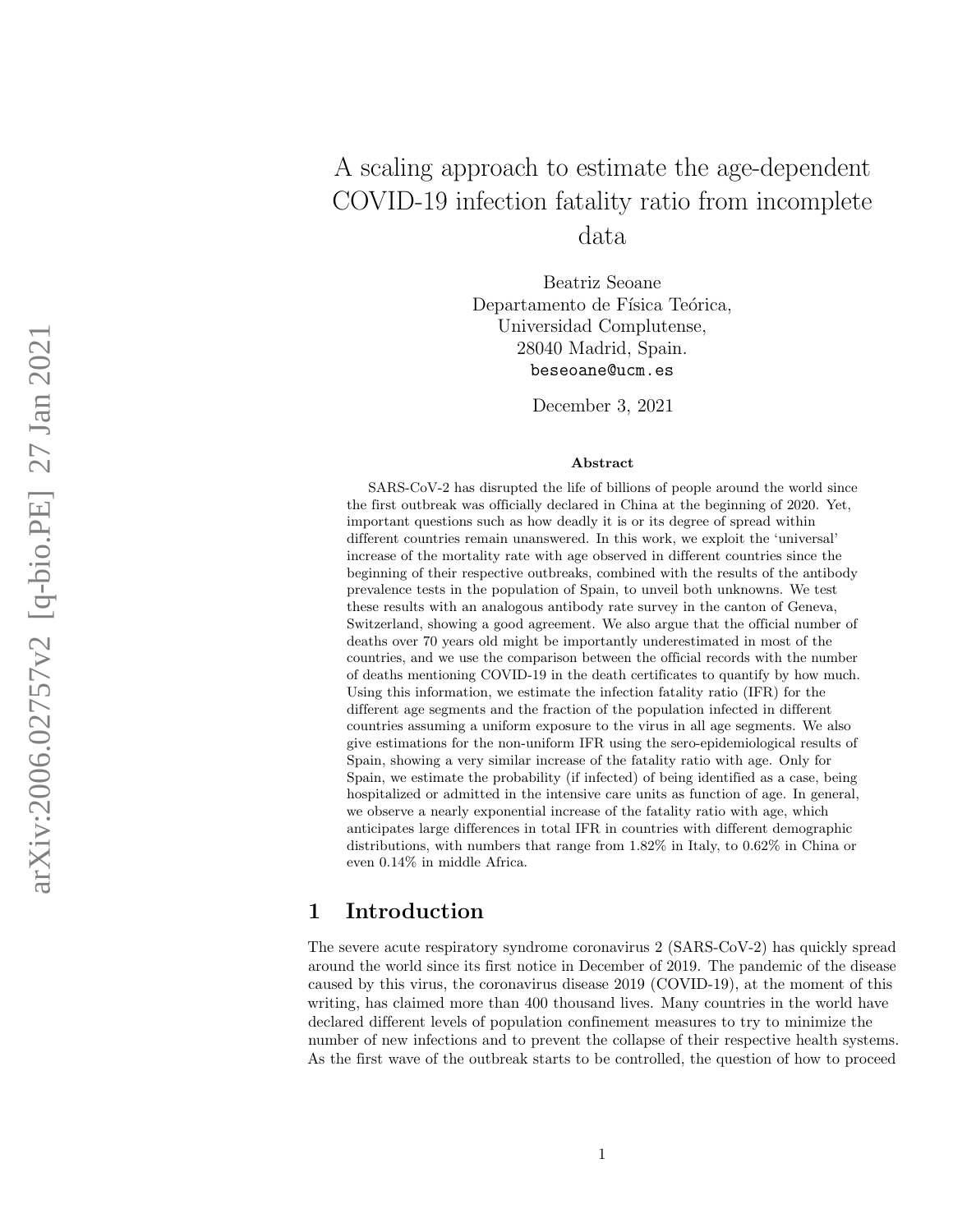# A scaling approach to estimate the age-dependent COVID-19 infection fatality ratio from incomplete data

Beatriz Seoane
Departamento de Física Teórica,
Universidad Complutense,
28040 Madrid, Spain.
beseoane@ucm.es

December 3, 2021

**Abstract**

SARS-CoV-2 has disrupted the life of billions of people around the world since the first outbreak was officially declared in China at the beginning of 2020. Yet, important questions such as how deadly it is or its degree of spread within different countries remain unanswered. In this work, we exploit the 'universal' increase of the mortality rate with age observed in different countries since the beginning of their respective outbreaks, combined with the results of the antibody prevalence tests in the population of Spain, to unveil both unknowns. We test these results with an analogous antibody rate survey in the canton of Geneva, Switzerland, showing a good agreement. We also argue that the official number of deaths over 70 years old might be importantly underestimated in most of the countries, and we use the comparison between the official records with the number of deaths mentioning COVID-19 in the death certificates to quantify by how much. Using this information, we estimate the infection fatality ratio (IFR) for the different age segments and the fraction of the population infected in different countries assuming a uniform exposure to the virus in all age segments. We also give estimations for the non-uniform IFR using the sero-epidemiological results of Spain, showing a very similar increase of the fatality ratio with age. Only for Spain, we estimate the probability (if infected) of being identified as a case, being hospitalized or admitted in the intensive care units as function of age. In general, we observe a nearly exponential increase of the fatality ratio with age, which anticipates large differences in total IFR in countries with different demographic distributions, with numbers that range from 1.82% in Italy, to 0.62% in China or even 0.14% in middle Africa.

## 1 Introduction

The severe acute respiratory syndrome coronavirus 2 (SARS-CoV-2) has quickly spread around the world since its first notice in December of 2019. The pandemic of the disease caused by this virus, the coronavirus disease 2019 (COVID-19), at the moment of this writing, has claimed more than 400 thousand lives. Many countries in the world have declared different levels of population confinement measures to try to minimize the number of new infections and to prevent the collapse of their respective health systems. As the first wave of the outbreak starts to be controlled, the question of how to proceed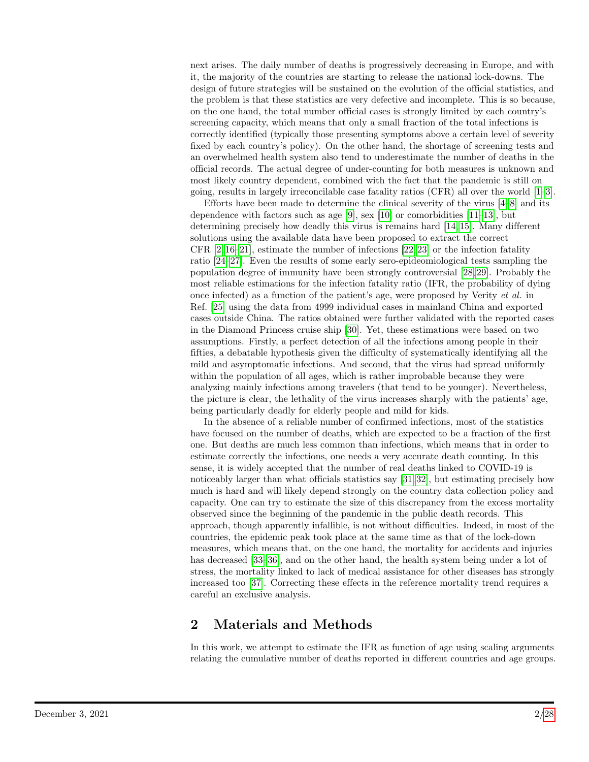next arises. The daily number of deaths is progressively decreasing in Europe, and with it, the majority of the countries are starting to release the national lock-downs. The design of future strategies will be sustained on the evolution of the official statistics, and the problem is that these statistics are very defective and incomplete. This is so because, on the one hand, the total number official cases is strongly limited by each country's screening capacity, which means that only a small fraction of the total infections is correctly identified (typically those presenting symptoms above a certain level of severity fixed by each country's policy). On the other hand, the shortage of screening tests and an overwhelmed health system also tend to underestimate the number of deaths in the official records. The actual degree of under-counting for both measures is unknown and most likely country dependent, combined with the fact that the pandemic is still on going, results in largely irreconcilable case fatality ratios (CFR) all over the world [1–3].

Efforts have been made to determine the clinical severity of the virus [4–8] and its dependence with factors such as age [9], sex [10] or comorbidities [11–13], but determining precisely how deadly this virus is remains hard [14, 15]. Many different solutions using the available data have been proposed to extract the correct CFR [2, 16–21], estimate the number of infections [22, 23] or the infection fatality ratio [24–27]. Even the results of some early sero-epideomiological tests sampling the population degree of immunity have been strongly controversial [28, 29]. Probably the most reliable estimations for the infection fatality ratio (IFR, the probability of dying once infected) as a function of the patient's age, were proposed by Verity *et al.* in Ref. [25] using the data from 4999 individual cases in mainland China and exported cases outside China. The ratios obtained were further validated with the reported cases in the Diamond Princess cruise ship [30]. Yet, these estimations were based on two assumptions. Firstly, a perfect detection of all the infections among people in their fifties, a debatable hypothesis given the difficulty of systematically identifying all the mild and asymptomatic infections. And second, that the virus had spread uniformly within the population of all ages, which is rather improbable because they were analyzing mainly infections among travelers (that tend to be younger). Nevertheless, the picture is clear, the lethality of the virus increases sharply with the patients' age, being particularly deadly for elderly people and mild for kids.

In the absence of a reliable number of confirmed infections, most of the statistics have focused on the number of deaths, which are expected to be a fraction of the first one. But deaths are much less common than infections, which means that in order to estimate correctly the infections, one needs a very accurate death counting. In this sense, it is widely accepted that the number of real deaths linked to COVID-19 is noticeably larger than what officials statistics say [31, 32], but estimating precisely how much is hard and will likely depend strongly on the country data collection policy and capacity. One can try to estimate the size of this discrepancy from the excess mortality observed since the beginning of the pandemic in the public death records. This approach, though apparently infallible, is not without difficulties. Indeed, in most of the countries, the epidemic peak took place at the same time as that of the lock-down measures, which means that, on the one hand, the mortality for accidents and injuries has decreased [33–36], and on the other hand, the health system being under a lot of stress, the mortality linked to lack of medical assistance for other diseases has strongly increased too [37]. Correcting these effects in the reference mortality trend requires a careful an exclusive analysis.

## 2 Materials and Methods

In this work, we attempt to estimate the IFR as function of age using scaling arguments relating the cumulative number of deaths reported in different countries and age groups.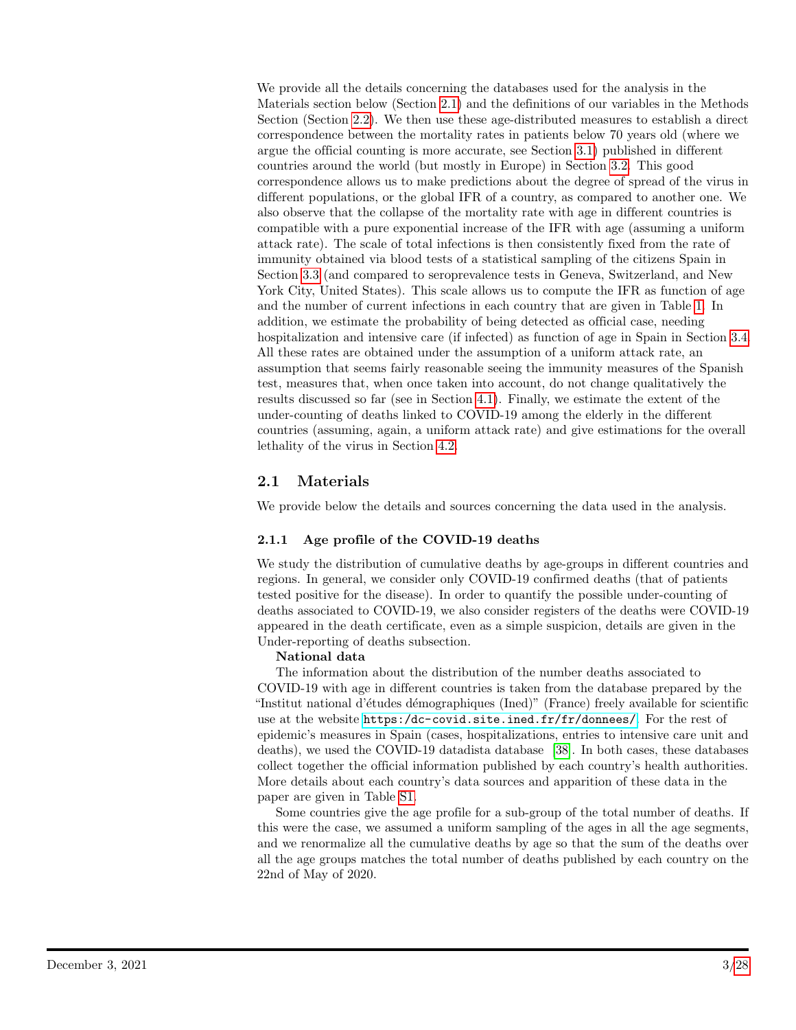We provide all the details concerning the databases used for the analysis in the Materials section below (Section 2.1) and the definitions of our variables in the Methods Section (Section 2.2). We then use these age-distributed measures to establish a direct correspondence between the mortality rates in patients below 70 years old (where we argue the official counting is more accurate, see Section 3.1) published in different countries around the world (but mostly in Europe) in Section 3.2. This good correspondence allows us to make predictions about the degree of spread of the virus in different populations, or the global IFR of a country, as compared to another one. We also observe that the collapse of the mortality rate with age in different countries is compatible with a pure exponential increase of the IFR with age (assuming a uniform attack rate). The scale of total infections is then consistently fixed from the rate of immunity obtained via blood tests of a statistical sampling of the citizens Spain in Section 3.3 (and compared to seroprevalence tests in Geneva, Switzerland, and New York City, United States). This scale allows us to compute the IFR as function of age and the number of current infections in each country that are given in Table 1. In addition, we estimate the probability of being detected as official case, needing hospitalization and intensive care (if infected) as function of age in Spain in Section 3.4. All these rates are obtained under the assumption of a uniform attack rate, an assumption that seems fairly reasonable seeing the immunity measures of the Spanish test, measures that, when once taken into account, do not change qualitatively the results discussed so far (see in Section 4.1). Finally, we estimate the extent of the under-counting of deaths linked to COVID-19 among the elderly in the different countries (assuming, again, a uniform attack rate) and give estimations for the overall lethality of the virus in Section 4.2.

## 2.1 Materials

We provide below the details and sources concerning the data used in the analysis.

### 2.1.1 Age profile of the COVID-19 deaths

We study the distribution of cumulative deaths by age-groups in different countries and regions. In general, we consider only COVID-19 confirmed deaths (that of patients tested positive for the disease). In order to quantify the possible under-counting of deaths associated to COVID-19, we also consider registers of the deaths were COVID-19 appeared in the death certificate, even as a simple suspicion, details are given in the Under-reporting of deaths subsection.

**National data**

The information about the distribution of the number deaths associated to COVID-19 with age in different countries is taken from the database prepared by the "Institut national d'études démographiques (Ined)" (France) freely available for scientific use at the website https:/dc-covid.site.ined.fr/fr/donnees/. For the rest of epidemic's measures in Spain (cases, hospitalizations, entries to intensive care unit and deaths), we used the COVID-19 datadista database [38]. In both cases, these databases collect together the official information published by each country's health authorities. More details about each country's data sources and apparition of these data in the paper are given in Table S1.

Some countries give the age profile for a sub-group of the total number of deaths. If this were the case, we assumed a uniform sampling of the ages in all the age segments, and we renormalize all the cumulative deaths by age so that the sum of the deaths over all the age groups matches the total number of deaths published by each country on the 22nd of May of 2020.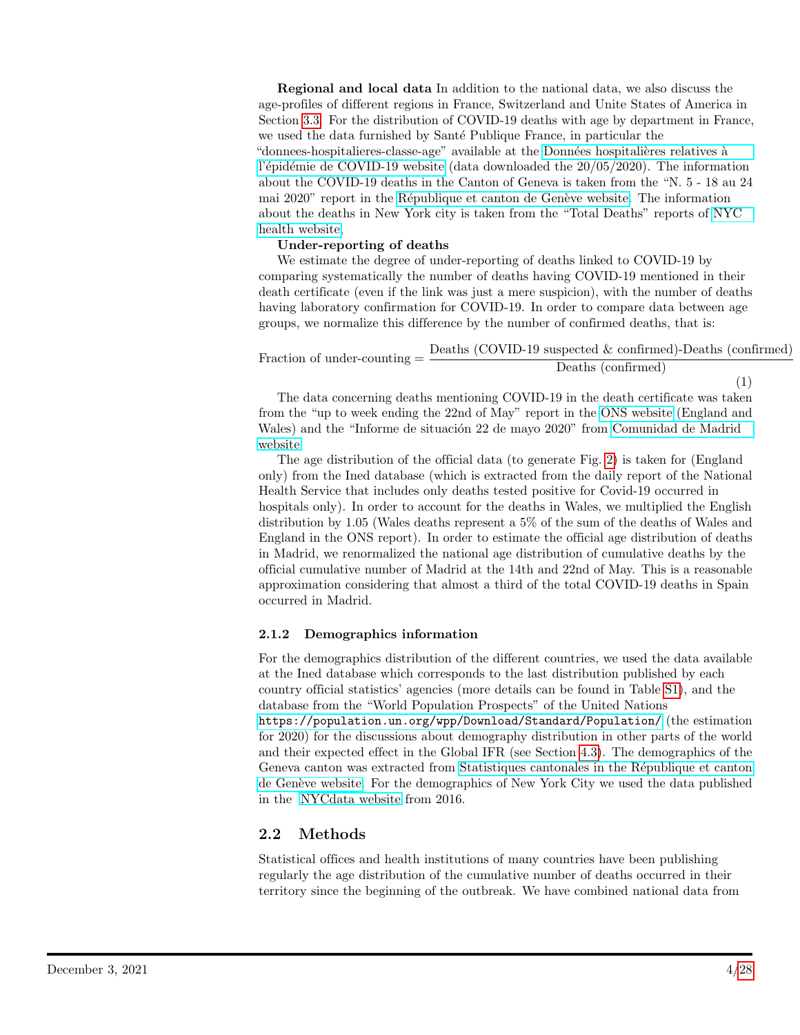**Regional and local data** In addition to the national data, we also discuss the age-profiles of different regions in France, Switzerland and Unite States of America in Section 3.3. For the distribution of COVID-19 deaths with age by department in France, we used the data furnished by Santé Publique France, in particular the "donnees-hospitalieres-classe-age" available at the Données hospitalières relatives à l'épidémie de COVID-19 website (data downloaded the 20/05/2020). The information about the COVID-19 deaths in the Canton of Geneva is taken from the "N. 5 - 18 au 24 mai 2020" report in the République et canton de Genève website. The information about the deaths in New York city is taken from the "Total Deaths" reports of NYC health website.

**Under-reporting of deaths**

We estimate the degree of under-reporting of deaths linked to COVID-19 by comparing systematically the number of deaths having COVID-19 mentioned in their death certificate (even if the link was just a mere suspicion), with the number of deaths having laboratory confirmation for COVID-19. In order to compare data between age groups, we normalize this difference by the number of confirmed deaths, that is:

$$\text{Fraction of under-counting} = \frac{\text{Deaths (COVID-19 suspected \& confirmed)-Deaths (confirmed)}}{\text{Deaths (confirmed)}} \tag{1}$$

The data concerning deaths mentioning COVID-19 in the death certificate was taken from the "up to week ending the 22nd of May" report in the ONS website (England and Wales) and the "Informe de situación 22 de mayo 2020" from Comunidad de Madrid website.

The age distribution of the official data (to generate Fig. 2) is taken for (England only) from the Ined database (which is extracted from the daily report of the National Health Service that includes only deaths tested positive for Covid-19 occurred in hospitals only). In order to account for the deaths in Wales, we multiplied the English distribution by 1.05 (Wales deaths represent a 5% of the sum of the deaths of Wales and England in the ONS report). In order to estimate the official age distribution of deaths in Madrid, we renormalized the national age distribution of cumulative deaths by the official cumulative number of Madrid at the 14th and 22nd of May. This is a reasonable approximation considering that almost a third of the total COVID-19 deaths in Spain occurred in Madrid.

### 2.1.2 Demographics information

For the demographics distribution of the different countries, we used the data available at the Ined database which corresponds to the last distribution published by each country official statistics' agencies (more details can be found in Table S1), and the database from the "World Population Prospects" of the United Nations `https://population.un.org/wpp/Download/Standard/Population/` (the estimation for 2020) for the discussions about demography distribution in other parts of the world and their expected effect in the Global IFR (see Section 4.3). The demographics of the Geneva canton was extracted from Statistiques cantonales in the République et canton de Genève website. For the demographics of New York City we used the data published in the NYCdata website from 2016.

## 2.2 Methods

Statistical offices and health institutions of many countries have been publishing regularly the age distribution of the cumulative number of deaths occurred in their territory since the beginning of the outbreak. We have combined national data from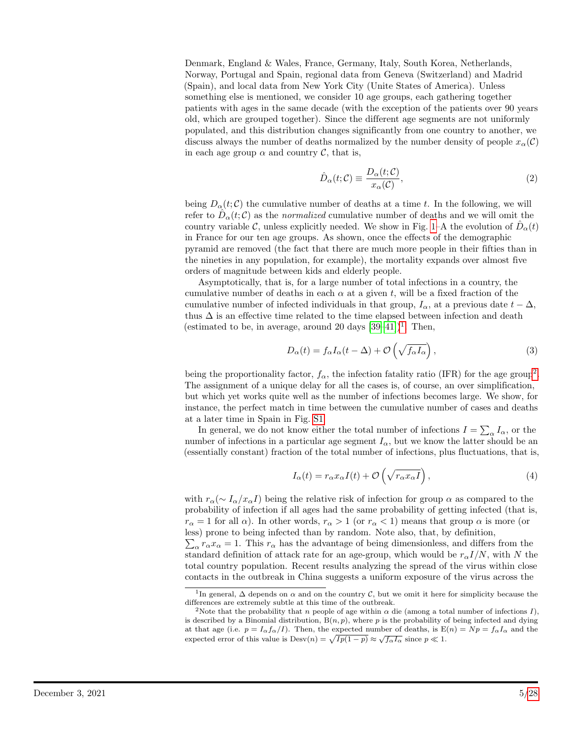Denmark, England & Wales, France, Germany, Italy, South Korea, Netherlands, Norway, Portugal and Spain, regional data from Geneva (Switzerland) and Madrid (Spain), and local data from New York City (Unite States of America). Unless something else is mentioned, we consider 10 age groups, each gathering together patients with ages in the same decade (with the exception of the patients over 90 years old, which are grouped together). Since the different age segments are not uniformly populated, and this distribution changes significantly from one country to another, we discuss always the number of deaths normalized by the number density of people $x_\alpha(\mathcal{C})$ in each age group $\alpha$ and country $\mathcal{C}$, that is,

$$\hat{D}_\alpha(t;\mathcal{C}) \equiv \frac{D_\alpha(t;\mathcal{C})}{x_\alpha(\mathcal{C})}, \tag{2}$$

being $D_\alpha(t;\mathcal{C})$ the cumulative number of deaths at a time $t$. In the following, we will refer to $\hat{D}_\alpha(t;\mathcal{C})$ as the *normalized* cumulative number of deaths and we will omit the country variable $\mathcal{C}$, unless explicitly needed. We show in Fig. 1–A the evolution of $\hat{D}_\alpha(t)$ in France for our ten age groups. As shown, once the effects of the demographic pyramid are removed (the fact that there are much more people in their fifties than in the nineties in any population, for example), the mortality expands over almost five orders of magnitude between kids and elderly people.

Asymptotically, that is, for a large number of total infections in a country, the cumulative number of deaths in each $\alpha$ at a given $t$, will be a fixed fraction of the cumulative number of infected individuals in that group, $I_\alpha$, at a previous date $t-\Delta$, thus $\Delta$ is an effective time related to the time elapsed between infection and death (estimated to be, in average, around 20 days [39–41])[1]. Then,

$$D_\alpha(t) = f_\alpha I_\alpha(t-\Delta) + \mathcal{O}\left(\sqrt{f_\alpha I_\alpha}\right), \tag{3}$$

being the proportionality factor, $f_\alpha$, the infection fatality ratio (IFR) for the age group[2]. The assignment of a unique delay for all the cases is, of course, an over simplification, but which yet works quite well as the number of infections becomes large. We show, for instance, the perfect match in time between the cumulative number of cases and deaths at a later time in Spain in Fig. S1.

In general, we do not know either the total number of infections $I = \sum_\alpha I_\alpha$, or the number of infections in a particular age segment $I_\alpha$, but we know the latter should be an (essentially constant) fraction of the total number of infections, plus fluctuations, that is,

$$I_\alpha(t) = r_\alpha x_\alpha I(t) + \mathcal{O}\left(\sqrt{r_\alpha x_\alpha I}\right), \tag{4}$$

with $r_\alpha(\sim I_\alpha/x_\alpha I)$ being the relative risk of infection for group $\alpha$ as compared to the probability of infection if all ages had the same probability of getting infected (that is, $r_\alpha = 1$ for all $\alpha$). In other words, $r_\alpha > 1$ (or $r_\alpha < 1$) means that group $\alpha$ is more (or less) prone to being infected than by random. Note also, that, by definition, $\sum_\alpha r_\alpha x_\alpha = 1$. This $r_\alpha$ has the advantage of being dimensionless, and differs from the standard definition of attack rate for an age-group, which would be $r_\alpha I/N$, with $N$ the total country population. Recent results analyzing the spread of the virus within close contacts in the outbreak in China suggests a uniform exposure of the virus across the

---

[1] In general, $\Delta$ depends on $\alpha$ and on the country $\mathcal{C}$, but we omit it here for simplicity because the differences are extremely subtle at this time of the outbreak.

[2] Note that the probability that $n$ people of age within $\alpha$ die (among a total number of infections $I$), is described by a Binomial distribution, $\mathrm{B}(n,p)$, where $p$ is the probability of being infected and dying at that age (i.e. $p = I_\alpha f_\alpha / I$). Then, the expected number of deaths, is $\mathrm{E}(n) = Np = f_\alpha I_\alpha$ and the expected error of this value is $\mathrm{Desv}(n) = \sqrt{Ip(1-p)} \approx \sqrt{f_\alpha I_\alpha}$ since $p \ll 1$.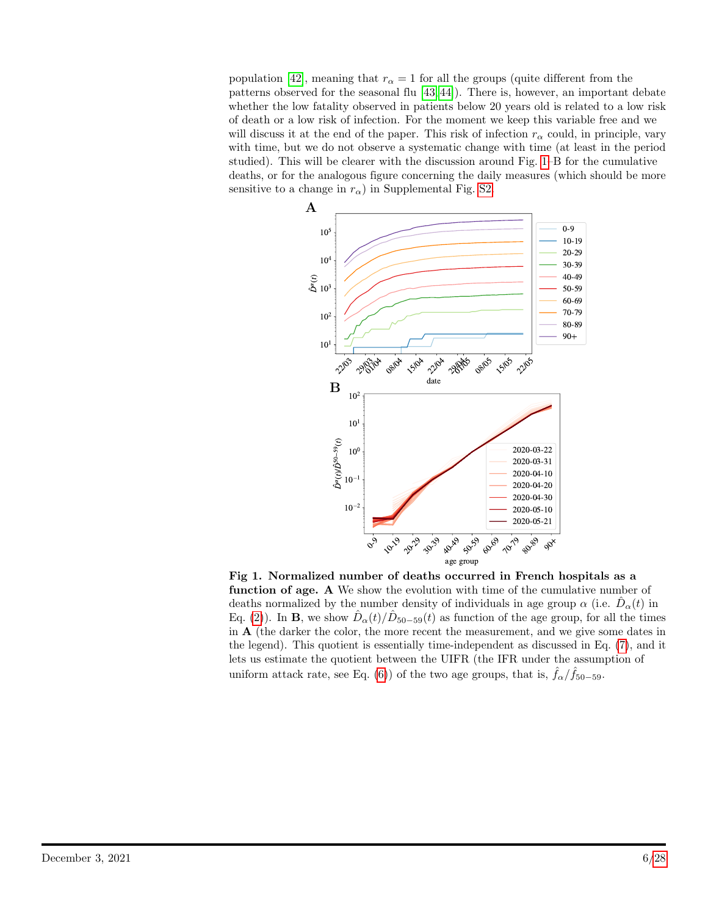population [42], meaning that $r_\alpha = 1$ for all the groups (quite different from the patterns observed for the seasonal flu [43,44]). There is, however, an important debate whether the low fatality observed in patients below 20 years old is related to a low risk of death or a low risk of infection. For the moment we keep this variable free and we will discuss it at the end of the paper. This risk of infection $r_\alpha$ could, in principle, vary with time, but we do not observe a systematic change with time (at least in the period studied). This will be clearer with the discussion around Fig. 1–B for the cumulative deaths, or for the analogous figure concerning the daily measures (which should be more sensitive to a change in $r_\alpha$) in Supplemental Fig. S2.

**Fig 1. Normalized number of deaths occurred in French hospitals as a function of age.** **A** We show the evolution with time of the cumulative number of deaths normalized by the number density of individuals in age group $\alpha$ (i.e. $\hat{D}_\alpha(t)$ in Eq. (2)). In **B**, we show $\hat{D}_\alpha(t)/\hat{D}_{50-59}(t)$ as function of the age group, for all the times in **A** (the darker the color, the more recent the measurement, and we give some dates in the legend). This quotient is essentially time-independent as discussed in Eq. (7), and it lets us estimate the quotient between the UIFR (the IFR under the assumption of uniform attack rate, see Eq. (6)) of the two age groups, that is, $\hat{f}_\alpha/\hat{f}_{50-59}$.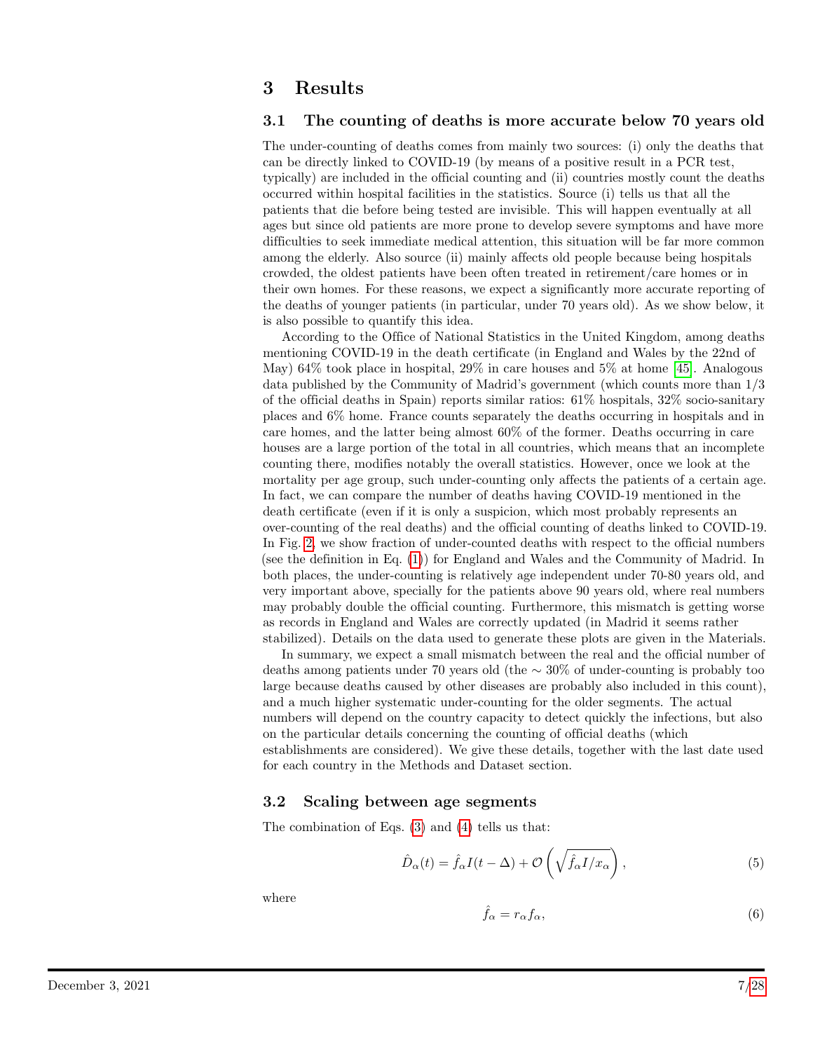# 3 Results

## 3.1 The counting of deaths is more accurate below 70 years old

The under-counting of deaths comes from mainly two sources: (i) only the deaths that can be directly linked to COVID-19 (by means of a positive result in a PCR test, typically) are included in the official counting and (ii) countries mostly count the deaths occurred within hospital facilities in the statistics. Source (i) tells us that all the patients that die before being tested are invisible. This will happen eventually at all ages but since old patients are more prone to develop severe symptoms and have more difficulties to seek immediate medical attention, this situation will be far more common among the elderly. Also source (ii) mainly affects old people because being hospitals crowded, the oldest patients have been often treated in retirement/care homes or in their own homes. For these reasons, we expect a significantly more accurate reporting of the deaths of younger patients (in particular, under 70 years old). As we show below, it is also possible to quantify this idea.

According to the Office of National Statistics in the United Kingdom, among deaths mentioning COVID-19 in the death certificate (in England and Wales by the 22nd of May) 64% took place in hospital, 29% in care houses and 5% at home [45]. Analogous data published by the Community of Madrid's government (which counts more than 1/3 of the official deaths in Spain) reports similar ratios: 61% hospitals, 32% socio-sanitary places and 6% home. France counts separately the deaths occurring in hospitals and in care homes, and the latter being almost 60% of the former. Deaths occurring in care houses are a large portion of the total in all countries, which means that an incomplete counting there, modifies notably the overall statistics. However, once we look at the mortality per age group, such under-counting only affects the patients of a certain age. In fact, we can compare the number of deaths having COVID-19 mentioned in the death certificate (even if it is only a suspicion, which most probably represents an over-counting of the real deaths) and the official counting of deaths linked to COVID-19. In Fig. 2, we show fraction of under-counted deaths with respect to the official numbers (see the definition in Eq. (1)) for England and Wales and the Community of Madrid. In both places, the under-counting is relatively age independent under 70-80 years old, and very important above, specially for the patients above 90 years old, where real numbers may probably double the official counting. Furthermore, this mismatch is getting worse as records in England and Wales are correctly updated (in Madrid it seems rather stabilized). Details on the data used to generate these plots are given in the Materials.

In summary, we expect a small mismatch between the real and the official number of deaths among patients under 70 years old (the $\sim 30\%$ of under-counting is probably too large because deaths caused by other diseases are probably also included in this count), and a much higher systematic under-counting for the older segments. The actual numbers will depend on the country capacity to detect quickly the infections, but also on the particular details concerning the counting of official deaths (which establishments are considered). We give these details, together with the last date used for each country in the Methods and Dataset section.

## 3.2 Scaling between age segments

The combination of Eqs. (3) and (4) tells us that:

$$\hat{D}_\alpha(t) = \hat{f}_\alpha I(t-\Delta) + \mathcal{O}\left(\sqrt{\hat{f}_\alpha I/x_\alpha}\right), \tag{5}$$

where

$$\hat{f}_\alpha = r_\alpha f_\alpha, \tag{6}$$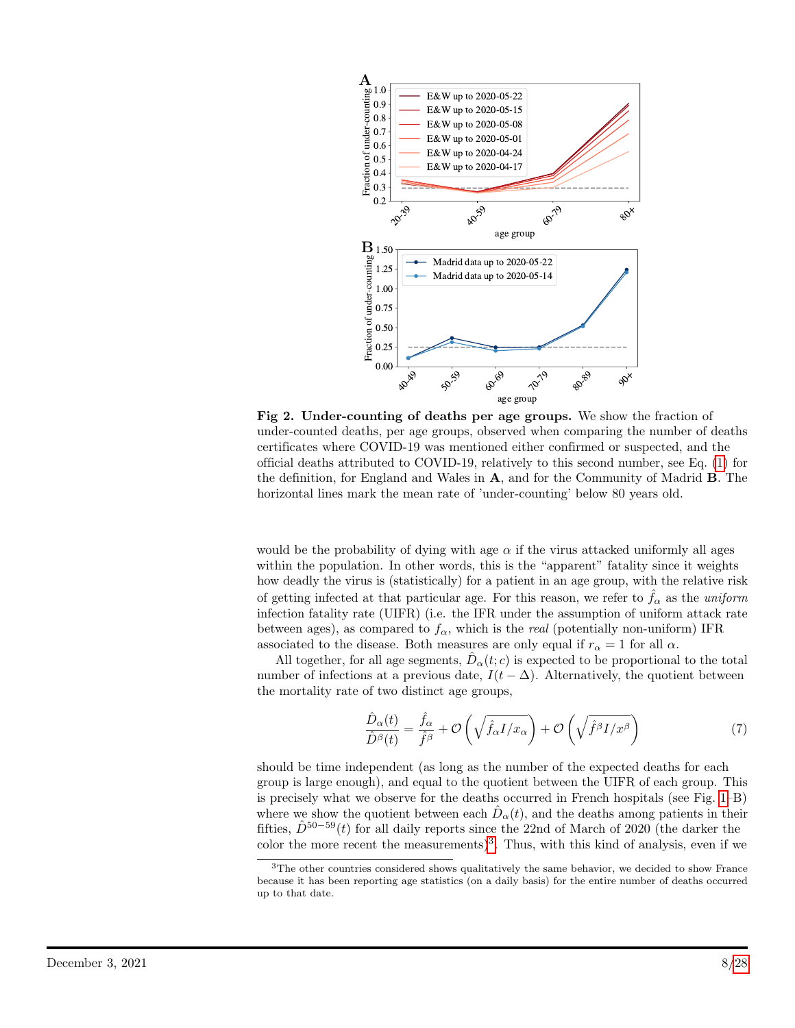**Fig 2. Under-counting of deaths per age groups.** We show the fraction of under-counted deaths, per age groups, observed when comparing the number of deaths certificates where COVID-19 was mentioned either confirmed or suspected, and the official deaths attributed to COVID-19, relatively to this second number, see Eq. (1) for the definition, for England and Wales in **A**, and for the Community of Madrid **B**. The horizontal lines mark the mean rate of 'under-counting' below 80 years old.

would be the probability of dying with age $\alpha$ if the virus attacked uniformly all ages within the population. In other words, this is the "apparent" fatality since it weights how deadly the virus is (statistically) for a patient in an age group, with the relative risk of getting infected at that particular age. For this reason, we refer to $\hat{f}_\alpha$ as the *uniform* infection fatality rate (UIFR) (i.e. the IFR under the assumption of uniform attack rate between ages), as compared to $f_\alpha$, which is the *real* (potentially non-uniform) IFR associated to the disease. Both measures are only equal if $r_\alpha = 1$ for all $\alpha$.

All together, for all age segments, $\hat{D}_\alpha(t;c)$ is expected to be proportional to the total number of infections at a previous date, $I(t-\Delta)$. Alternatively, the quotient between the mortality rate of two distinct age groups,

$$\frac{\hat{D}_\alpha(t)}{\hat{D}^\beta(t)} = \frac{\hat{f}_\alpha}{\hat{f}^\beta} + \mathcal{O}\left(\sqrt{\hat{f}_\alpha I/x_\alpha}\right) + \mathcal{O}\left(\sqrt{\hat{f}^\beta I/x^\beta}\right) \tag{7}$$

should be time independent (as long as the number of the expected deaths for each group is large enough), and equal to the quotient between the UIFR of each group. This is precisely what we observe for the deaths occurred in French hospitals (see Fig. 1–B) where we show the quotient between each $\hat{D}_\alpha(t)$, and the deaths among patients in their fifties, $\hat{D}^{50-59}(t)$ for all daily reports since the 22nd of March of 2020 (the darker the color the more recent the measurements)[3]. Thus, with this kind of analysis, even if we

[3] The other countries considered shows qualitatively the same behavior, we decided to show France because it has been reporting age statistics (on a daily basis) for the entire number of deaths occurred up to that date.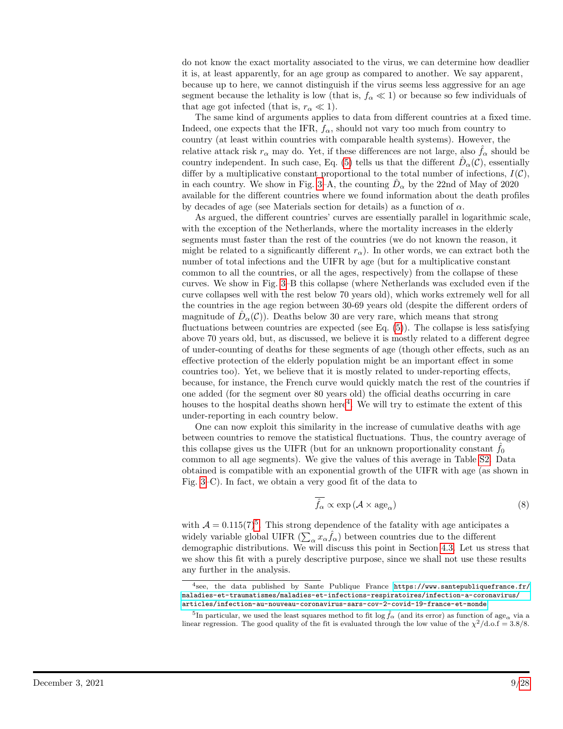do not know the exact mortality associated to the virus, we can determine how deadlier it is, at least apparently, for an age group as compared to another. We say apparent, because up to here, we cannot distinguish if the virus seems less aggressive for an age segment because the lethality is low (that is, $f_\alpha \ll 1$) or because so few individuals of that age got infected (that is, $r_\alpha \ll 1$).

The same kind of arguments applies to data from different countries at a fixed time. Indeed, one expects that the IFR, $f_\alpha$, should not vary too much from country to country (at least within countries with comparable health systems). However, the relative attack risk $r_\alpha$ may do. Yet, if these differences are not large, also $\hat{f}_\alpha$ should be country independent. In such case, Eq. (5) tells us that the different $\hat{D}_\alpha(\mathcal{C})$, essentially differ by a multiplicative constant proportional to the total number of infections, $I(\mathcal{C})$, in each country. We show in Fig. 3–A, the counting $\hat{D}_\alpha$ by the 22nd of May of 2020 available for the different countries where we found information about the death profiles by decades of age (see Materials section for details) as a function of $\alpha$.

As argued, the different countries' curves are essentially parallel in logarithmic scale, with the exception of the Netherlands, where the mortality increases in the elderly segments must faster than the rest of the countries (we do not known the reason, it might be related to a significantly different $r_\alpha$). In other words, we can extract both the number of total infections and the UIFR by age (but for a multiplicative constant common to all the countries, or all the ages, respectively) from the collapse of these curves. We show in Fig. 3–B this collapse (where Netherlands was excluded even if the curve collapses well with the rest below 70 years old), which works extremely well for all the countries in the age region between 30-69 years old (despite the different orders of magnitude of $\hat{D}_\alpha(\mathcal{C})$). Deaths below 30 are very rare, which means that strong fluctuations between countries are expected (see Eq. (5)). The collapse is less satisfying above 70 years old, but, as discussed, we believe it is mostly related to a different degree of under-counting of deaths for these segments of age (though other effects, such as an effective protection of the elderly population might be an important effect in some countries too). Yet, we believe that it is mostly related to under-reporting effects, because, for instance, the French curve would quickly match the rest of the countries if one added (for the segment over 80 years old) the official deaths occurring in care houses to the hospital deaths shown here[4]. We will try to estimate the extent of this under-reporting in each country below.

One can now exploit this similarity in the increase of cumulative deaths with age between countries to remove the statistical fluctuations. Thus, the country average of this collapse gives us the UIFR (but for an unknown proportionality constant $\hat{f}_0$ common to all age segments). We give the values of this average in Table S2. Data obtained is compatible with an exponential growth of the UIFR with age (as shown in Fig. 3–C). In fact, we obtain a very good fit of the data to

$$\overline{\hat{f}_\alpha} \propto \exp\left(\mathcal{A} \times \text{age}_\alpha\right) \tag{8}$$

with $\mathcal{A} = 0.115(7)$[5]. This strong dependence of the fatality with age anticipates a widely variable global UIFR ($\sum_\alpha x_\alpha \hat{f}_\alpha$) between countries due to the different demographic distributions. We will discuss this point in Section 4.3. Let us stress that we show this fit with a purely descriptive purpose, since we shall not use these results any further in the analysis.

[4] see, the data published by Sante Publique France https://www.santepubliquefrance.fr/maladies-et-traumatismes/maladies-et-infections-respiratoires/infection-a-coronavirus/articles/infection-au-nouveau-coronavirus-sars-cov-2-covid-19-france-et-monde

[5] In particular, we used the least squares method to fit $\log \hat{f}_\alpha$ (and its error) as function of $\text{age}_\alpha$ via a linear regression. The good quality of the fit is evaluated through the low value of the $\chi^2/\text{d.o.f} = 3.8/8$.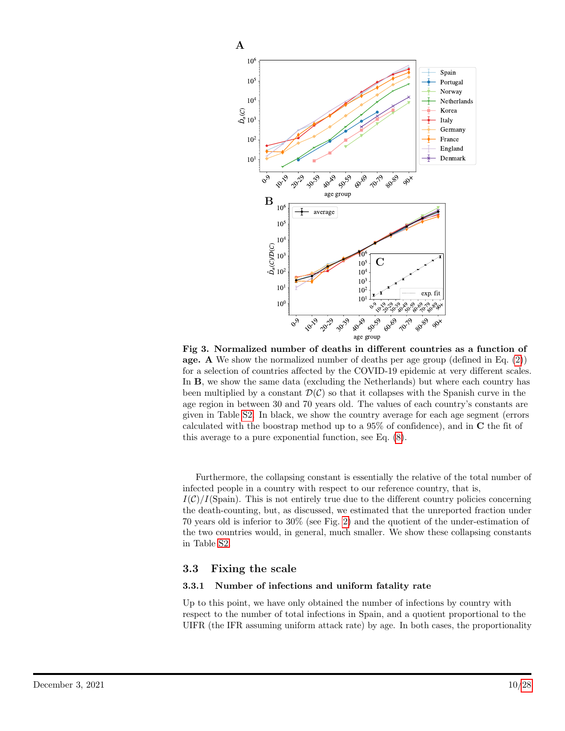**Fig 3. Normalized number of deaths in different countries as a function of age. A** We show the normalized number of deaths per age group (defined in Eq. (2)) for a selection of countries affected by the COVID-19 epidemic at very different scales. In **B**, we show the same data (excluding the Netherlands) but where each country has been multiplied by a constant $\mathcal{D}(\mathcal{C})$ so that it collapses with the Spanish curve in the age region in between 30 and 70 years old. The values of each country's constants are given in Table S2. In black, we show the country average for each age segment (errors calculated with the boostrap method up to a 95% of confidence), and in **C** the fit of this average to a pure exponential function, see Eq. (8).

Furthermore, the collapsing constant is essentially the relative of the total number of infected people in a country with respect to our reference country, that is, $I(\mathcal{C})/I(\text{Spain})$. This is not entirely true due to the different country policies concerning the death-counting, but, as discussed, we estimated that the unreported fraction under 70 years old is inferior to 30% (see Fig. 2) and the quotient of the under-estimation of the two countries would, in general, much smaller. We show these collapsing constants in Table S2.

## 3.3 Fixing the scale

### 3.3.1 Number of infections and uniform fatality rate

Up to this point, we have only obtained the number of infections by country with respect to the number of total infections in Spain, and a quotient proportional to the UIFR (the IFR assuming uniform attack rate) by age. In both cases, the proportionality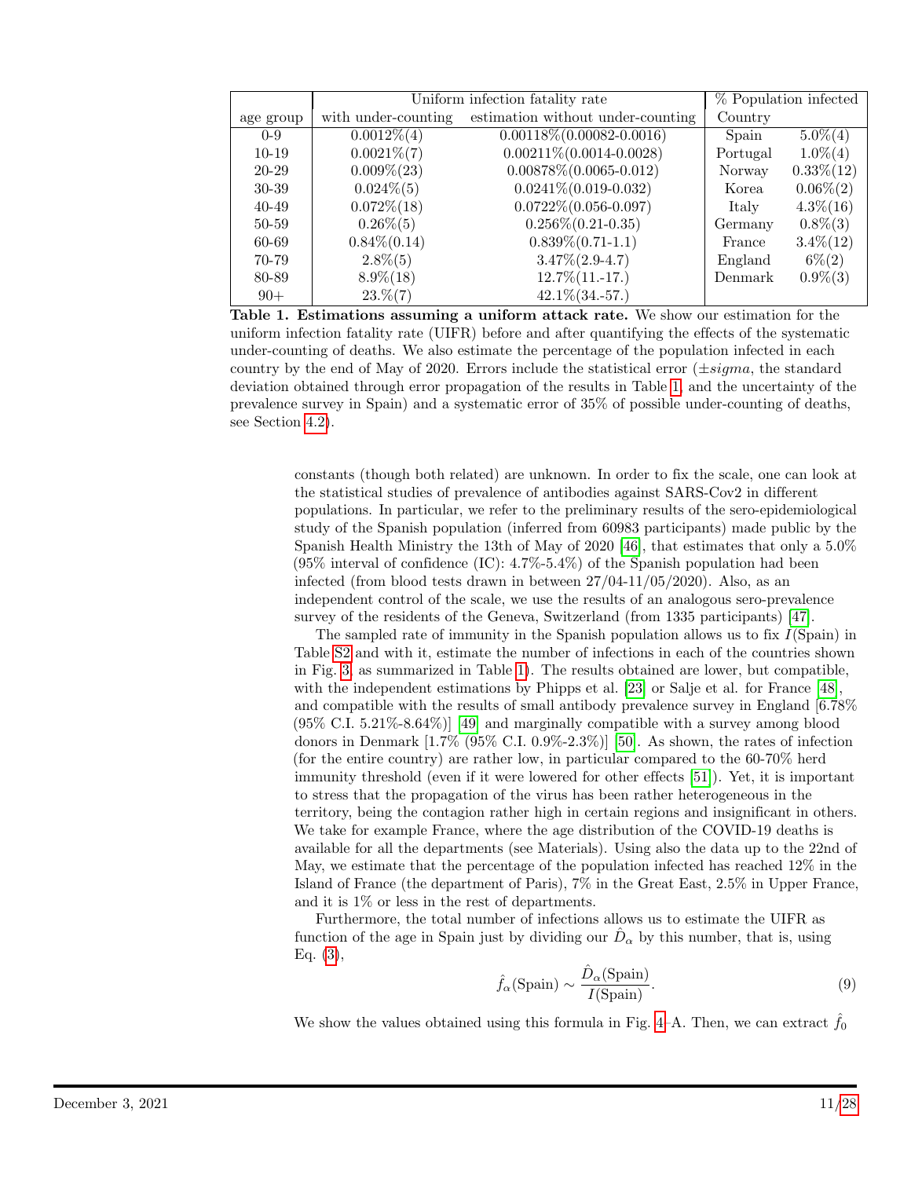| age group | Uniform infection fatality rate with under-counting | estimation without under-counting | % Population infected Country | |
|---|---|---|---|---|
| 0-9 | 0.0012%(4) | 0.00118%(0.00082-0.0016) | Spain | 5.0%(4) |
| 10-19 | 0.0021%(7) | 0.00211%(0.0014-0.0028) | Portugal | 1.0%(4) |
| 20-29 | 0.009%(23) | 0.00878%(0.0065-0.012) | Norway | 0.33%(12) |
| 30-39 | 0.024%(5) | 0.0241%(0.019-0.032) | Korea | 0.06%(2) |
| 40-49 | 0.072%(18) | 0.0722%(0.056-0.097) | Italy | 4.3%(16) |
| 50-59 | 0.26%(5) | 0.256%(0.21-0.35) | Germany | 0.8%(3) |
| 60-69 | 0.84%(0.14) | 0.839%(0.71-1.1) | France | 3.4%(12) |
| 70-79 | 2.8%(5) | 3.47%(2.9-4.7) | England | 6%(2) |
| 80-89 | 8.9%(18) | 12.7%(11.-17.) | Denmark | 0.9%(3) |
| 90+ | 23.%(7) | 42.1%(34.-57.) | | |

**Table 1. Estimations assuming a uniform attack rate.** We show our estimation for the uniform infection fatality rate (UIFR) before and after quantifying the effects of the systematic under-counting of deaths. We also estimate the percentage of the population infected in each country by the end of May of 2020. Errors include the statistical error ($\pm sigma$, the standard deviation obtained through error propagation of the results in Table 1, and the uncertainty of the prevalence survey in Spain) and a systematic error of 35% of possible under-counting of deaths, see Section 4.2).

constants (though both related) are unknown. In order to fix the scale, one can look at the statistical studies of prevalence of antibodies against SARS-Cov2 in different populations. In particular, we refer to the preliminary results of the sero-epidemiological study of the Spanish population (inferred from 60983 participants) made public by the Spanish Health Ministry the 13th of May of 2020 [46], that estimates that only a 5.0% (95% interval of confidence (IC): 4.7%-5.4%) of the Spanish population had been infected (from blood tests drawn in between 27/04-11/05/2020). Also, as an independent control of the scale, we use the results of an analogous sero-prevalence survey of the residents of the Geneva, Switzerland (from 1335 participants) [47].

The sampled rate of immunity in the Spanish population allows us to fix $I$(Spain) in Table S2 and with it, estimate the number of infections in each of the countries shown in Fig. 3, as summarized in Table 1). The results obtained are lower, but compatible, with the independent estimations by Phipps et al. [23] or Salje et al. for France [48], and compatible with the results of small antibody prevalence survey in England [6.78% (95% C.I. 5.21%-8.64%)] [49] and marginally compatible with a survey among blood donors in Denmark [1.7% (95% C.I. 0.9%-2.3%)] [50]. As shown, the rates of infection (for the entire country) are rather low, in particular compared to the 60-70% herd immunity threshold (even if it were lowered for other effects [51]). Yet, it is important to stress that the propagation of the virus has been rather heterogeneous in the territory, being the contagion rather high in certain regions and insignificant in others. We take for example France, where the age distribution of the COVID-19 deaths is available for all the departments (see Materials). Using also the data up to the 22nd of May, we estimate that the percentage of the population infected has reached 12% in the Island of France (the department of Paris), 7% in the Great East, 2.5% in Upper France, and it is 1% or less in the rest of departments.

Furthermore, the total number of infections allows us to estimate the UIFR as function of the age in Spain just by dividing our $\hat{D}_\alpha$ by this number, that is, using Eq. (3),

$$\hat{f}_\alpha(\text{Spain}) \sim \frac{\hat{D}_\alpha(\text{Spain})}{I(\text{Spain})}. \tag{9}$$

We show the values obtained using this formula in Fig. 4–A. Then, we can extract $\hat{f}_0$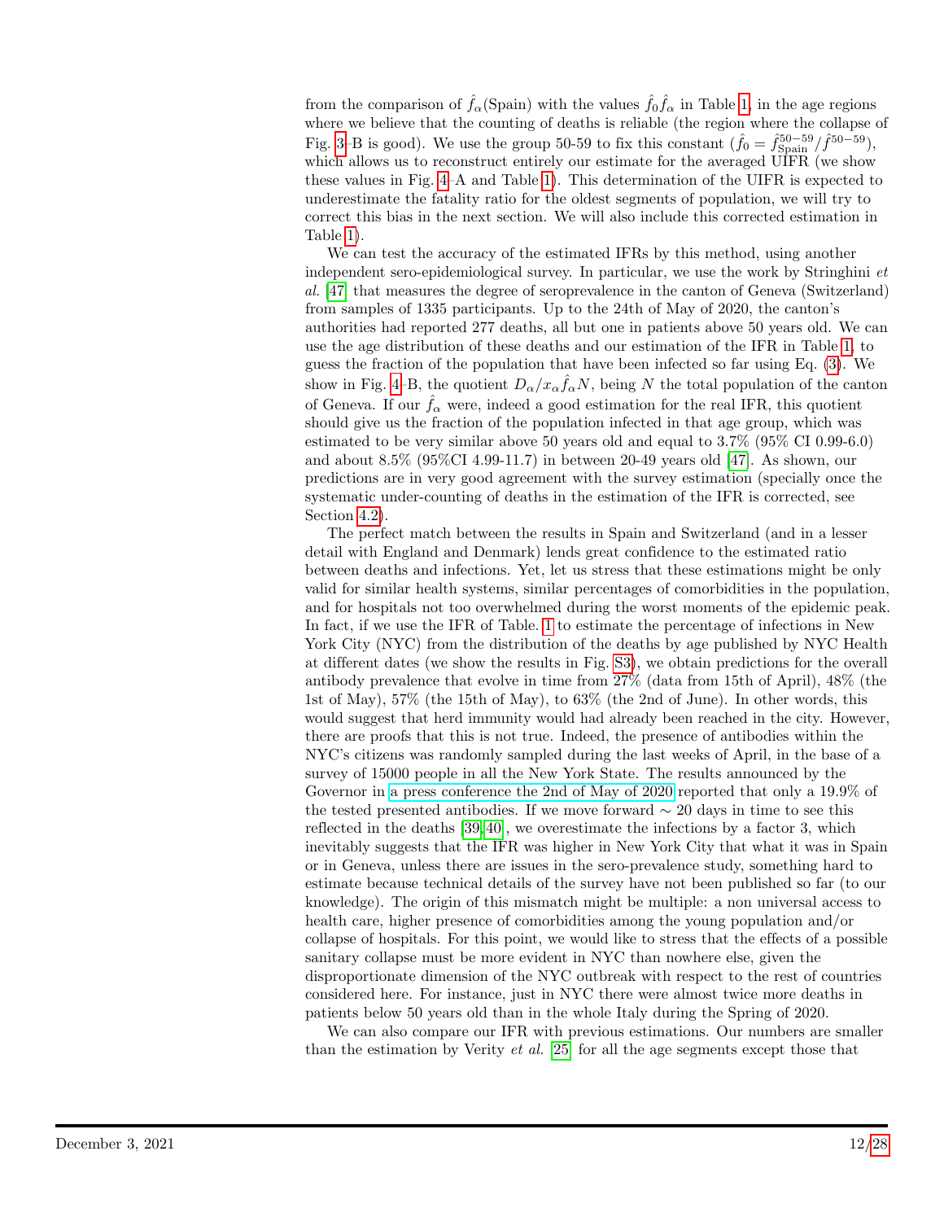from the comparison of $\hat{f}_\alpha$(Spain) with the values $\hat{f}_0\hat{f}_\alpha$ in Table 1, in the age regions where we believe that the counting of deaths is reliable (the region where the collapse of Fig. 3–B is good). We use the group 50-59 to fix this constant ($\hat{f}_0 = \hat{f}^{50-59}_{\text{Spain}}/\hat{f}^{50-59}$), which allows us to reconstruct entirely our estimate for the averaged UIFR (we show these values in Fig. 4–A and Table 1). This determination of the UIFR is expected to underestimate the fatality ratio for the oldest segments of population, we will try to correct this bias in the next section. We will also include this corrected estimation in Table 1).

We can test the accuracy of the estimated IFRs by this method, using another independent sero-epidemiological survey. In particular, we use the work by Stringhini *et al.* [47] that measures the degree of seroprevalence in the canton of Geneva (Switzerland) from samples of 1335 participants. Up to the 24th of May of 2020, the canton's authorities had reported 277 deaths, all but one in patients above 50 years old. We can use the age distribution of these deaths and our estimation of the IFR in Table 1, to guess the fraction of the population that have been infected so far using Eq. (3). We show in Fig. 4–B, the quotient $D_\alpha/x_\alpha\hat{f}_\alpha N$, being $N$ the total population of the canton of Geneva. If our $\hat{f}_\alpha$ were, indeed a good estimation for the real IFR, this quotient should give us the fraction of the population infected in that age group, which was estimated to be very similar above 50 years old and equal to 3.7% (95% CI 0.99-6.0) and about 8.5% (95%CI 4.99-11.7) in between 20-49 years old [47]. As shown, our predictions are in very good agreement with the survey estimation (specially once the systematic under-counting of deaths in the estimation of the IFR is corrected, see Section 4.2).

The perfect match between the results in Spain and Switzerland (and in a lesser detail with England and Denmark) lends great confidence to the estimated ratio between deaths and infections. Yet, let us stress that these estimations might be only valid for similar health systems, similar percentages of comorbidities in the population, and for hospitals not too overwhelmed during the worst moments of the epidemic peak. In fact, if we use the IFR of Table. 1 to estimate the percentage of infections in New York City (NYC) from the distribution of the deaths by age published by NYC Health at different dates (we show the results in Fig. S3), we obtain predictions for the overall antibody prevalence that evolve in time from 27% (data from 15th of April), 48% (the 1st of May), 57% (the 15th of May), to 63% (the 2nd of June). In other words, this would suggest that herd immunity would had already been reached in the city. However, there are proofs that this is not true. Indeed, the presence of antibodies within the NYC's citizens was randomly sampled during the last weeks of April, in the base of a survey of 15000 people in all the New York State. The results announced by the Governor in a press conference the 2nd of May of 2020 reported that only a 19.9% of the tested presented antibodies. If we move forward $\sim 20$ days in time to see this reflected in the deaths [39, 40], we overestimate the infections by a factor 3, which inevitably suggests that the IFR was higher in New York City that what it was in Spain or in Geneva, unless there are issues in the sero-prevalence study, something hard to estimate because technical details of the survey have not been published so far (to our knowledge). The origin of this mismatch might be multiple: a non universal access to health care, higher presence of comorbidities among the young population and/or collapse of hospitals. For this point, we would like to stress that the effects of a possible sanitary collapse must be more evident in NYC than nowhere else, given the disproportionate dimension of the NYC outbreak with respect to the rest of countries considered here. For instance, just in NYC there were almost twice more deaths in patients below 50 years old than in the whole Italy during the Spring of 2020.

We can also compare our IFR with previous estimations. Our numbers are smaller than the estimation by Verity *et al.* [25] for all the age segments except those that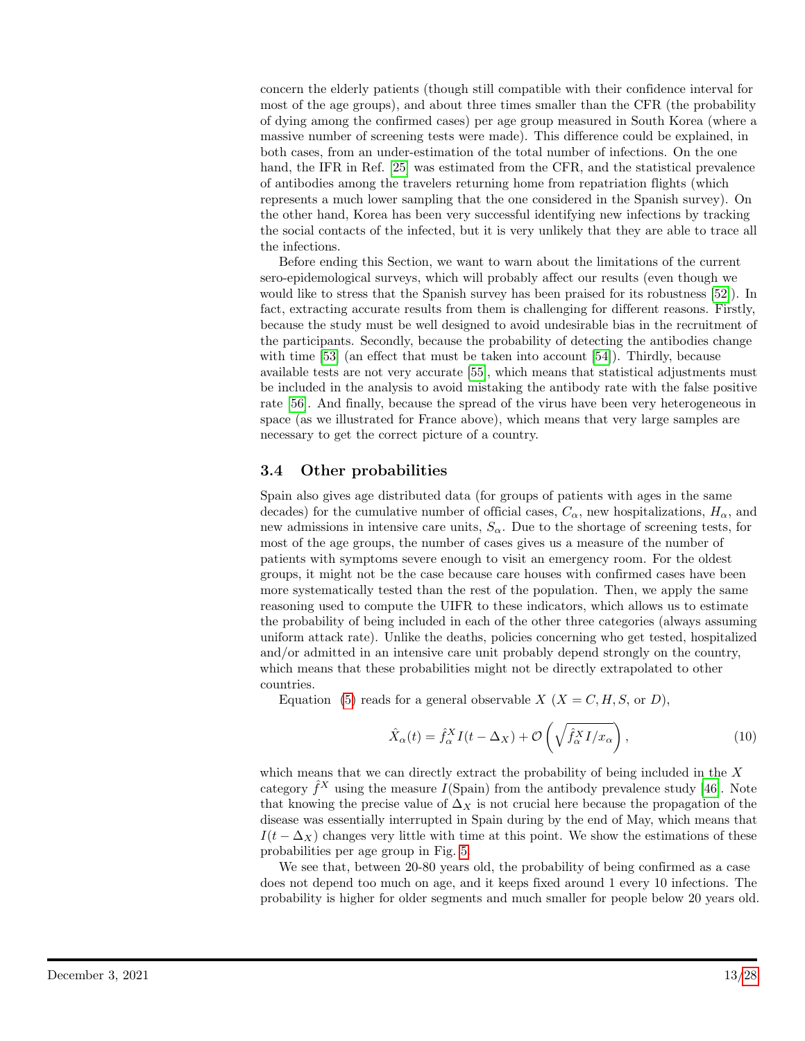concern the elderly patients (though still compatible with their confidence interval for most of the age groups), and about three times smaller than the CFR (the probability of dying among the confirmed cases) per age group measured in South Korea (where a massive number of screening tests were made). This difference could be explained, in both cases, from an under-estimation of the total number of infections. On the one hand, the IFR in Ref. [25] was estimated from the CFR, and the statistical prevalence of antibodies among the travelers returning home from repatriation flights (which represents a much lower sampling that the one considered in the Spanish survey). On the other hand, Korea has been very successful identifying new infections by tracking the social contacts of the infected, but it is very unlikely that they are able to trace all the infections.

Before ending this Section, we want to warn about the limitations of the current sero-epidemological surveys, which will probably affect our results (even though we would like to stress that the Spanish survey has been praised for its robustness [52]). In fact, extracting accurate results from them is challenging for different reasons. Firstly, because the study must be well designed to avoid undesirable bias in the recruitment of the participants. Secondly, because the probability of detecting the antibodies change with time [53] (an effect that must be taken into account [54]). Thirdly, because available tests are not very accurate [55], which means that statistical adjustments must be included in the analysis to avoid mistaking the antibody rate with the false positive rate [56]. And finally, because the spread of the virus have been very heterogeneous in space (as we illustrated for France above), which means that very large samples are necessary to get the correct picture of a country.

### 3.4 Other probabilities

Spain also gives age distributed data (for groups of patients with ages in the same decades) for the cumulative number of official cases, $C_\alpha$, new hospitalizations, $H_\alpha$, and new admissions in intensive care units, $S_\alpha$. Due to the shortage of screening tests, for most of the age groups, the number of cases gives us a measure of the number of patients with symptoms severe enough to visit an emergency room. For the oldest groups, it might not be the case because care houses with confirmed cases have been more systematically tested than the rest of the population. Then, we apply the same reasoning used to compute the UIFR to these indicators, which allows us to estimate the probability of being included in each of the other three categories (always assuming uniform attack rate). Unlike the deaths, policies concerning who get tested, hospitalized and/or admitted in an intensive care unit probably depend strongly on the country, which means that these probabilities might not be directly extrapolated to other countries.

Equation (5) reads for a general observable $X$ ($X = C, H, S$, or $D$),

$$\hat{X}_\alpha(t) = \hat{f}^X_\alpha I(t - \Delta_X) + \mathcal{O}\left(\sqrt{\hat{f}^X_\alpha I / x_\alpha}\right), \tag{10}$$

which means that we can directly extract the probability of being included in the $X$ category $\hat{f}^X$ using the measure $I$(Spain) from the antibody prevalence study [46]. Note that knowing the precise value of $\Delta_X$ is not crucial here because the propagation of the disease was essentially interrupted in Spain during by the end of May, which means that $I(t - \Delta_X)$ changes very little with time at this point. We show the estimations of these probabilities per age group in Fig. 5.

We see that, between 20-80 years old, the probability of being confirmed as a case does not depend too much on age, and it keeps fixed around 1 every 10 infections. The probability is higher for older segments and much smaller for people below 20 years old.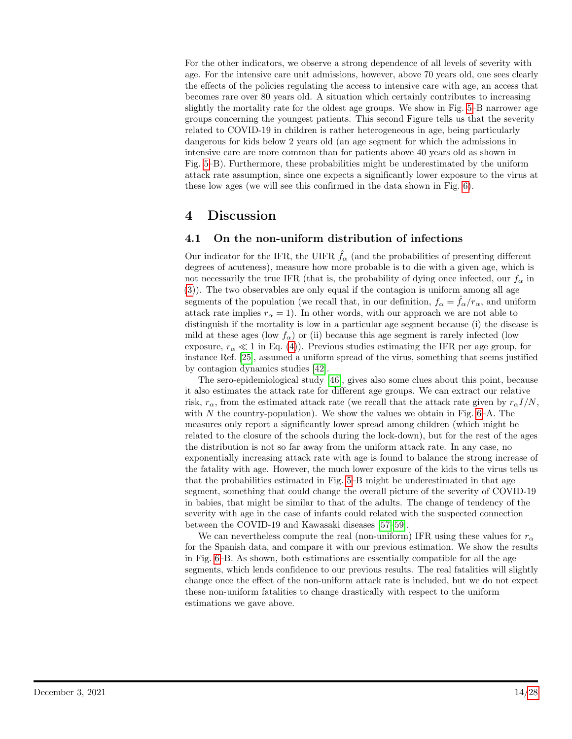For the other indicators, we observe a strong dependence of all levels of severity with age. For the intensive care unit admissions, however, above 70 years old, one sees clearly the effects of the policies regulating the access to intensive care with age, an access that becomes rare over 80 years old. A situation which certainly contributes to increasing slightly the mortality rate for the oldest age groups. We show in Fig. 5–B narrower age groups concerning the youngest patients. This second Figure tells us that the severity related to COVID-19 in children is rather heterogeneous in age, being particularly dangerous for kids below 2 years old (an age segment for which the admissions in intensive care are more common than for patients above 40 years old as shown in Fig. 5–B). Furthermore, these probabilities might be underestimated by the uniform attack rate assumption, since one expects a significantly lower exposure to the virus at these low ages (we will see this confirmed in the data shown in Fig. 6).

## 4 Discussion

### 4.1 On the non-uniform distribution of infections

Our indicator for the IFR, the UIFR $\hat{f}_\alpha$ (and the probabilities of presenting different degrees of acuteness), measure how more probable is to die with a given age, which is not necessarily the true IFR (that is, the probability of dying once infected, our $f_\alpha$ in (3)). The two observables are only equal if the contagion is uniform among all age segments of the population (we recall that, in our definition, $f_\alpha = \hat{f}_\alpha / r_\alpha$, and uniform attack rate implies $r_\alpha = 1$). In other words, with our approach we are not able to distinguish if the mortality is low in a particular age segment because (i) the disease is mild at these ages (low $f_\alpha$) or (ii) because this age segment is rarely infected (low exposure, $r_\alpha \ll 1$ in Eq. (4)). Previous studies estimating the IFR per age group, for instance Ref. [25], assumed a uniform spread of the virus, something that seems justified by contagion dynamics studies [42].

The sero-epidemiological study [46], gives also some clues about this point, because it also estimates the attack rate for different age groups. We can extract our relative risk, $r_\alpha$, from the estimated attack rate (we recall that the attack rate given by $r_\alpha I/N$, with $N$ the country-population). We show the values we obtain in Fig. 6–A. The measures only report a significantly lower spread among children (which might be related to the closure of the schools during the lock-down), but for the rest of the ages the distribution is not so far away from the uniform attack rate. In any case, no exponentially increasing attack rate with age is found to balance the strong increase of the fatality with age. However, the much lower exposure of the kids to the virus tells us that the probabilities estimated in Fig. 5–B might be underestimated in that age segment, something that could change the overall picture of the severity of COVID-19 in babies, that might be similar to that of the adults. The change of tendency of the severity with age in the case of infants could related with the suspected connection between the COVID-19 and Kawasaki diseases [57–59].

We can nevertheless compute the real (non-uniform) IFR using these values for $r_\alpha$ for the Spanish data, and compare it with our previous estimation. We show the results in Fig. 6–B. As shown, both estimations are essentially compatible for all the age segments, which lends confidence to our previous results. The real fatalities will slightly change once the effect of the non-uniform attack rate is included, but we do not expect these non-uniform fatalities to change drastically with respect to the uniform estimations we gave above.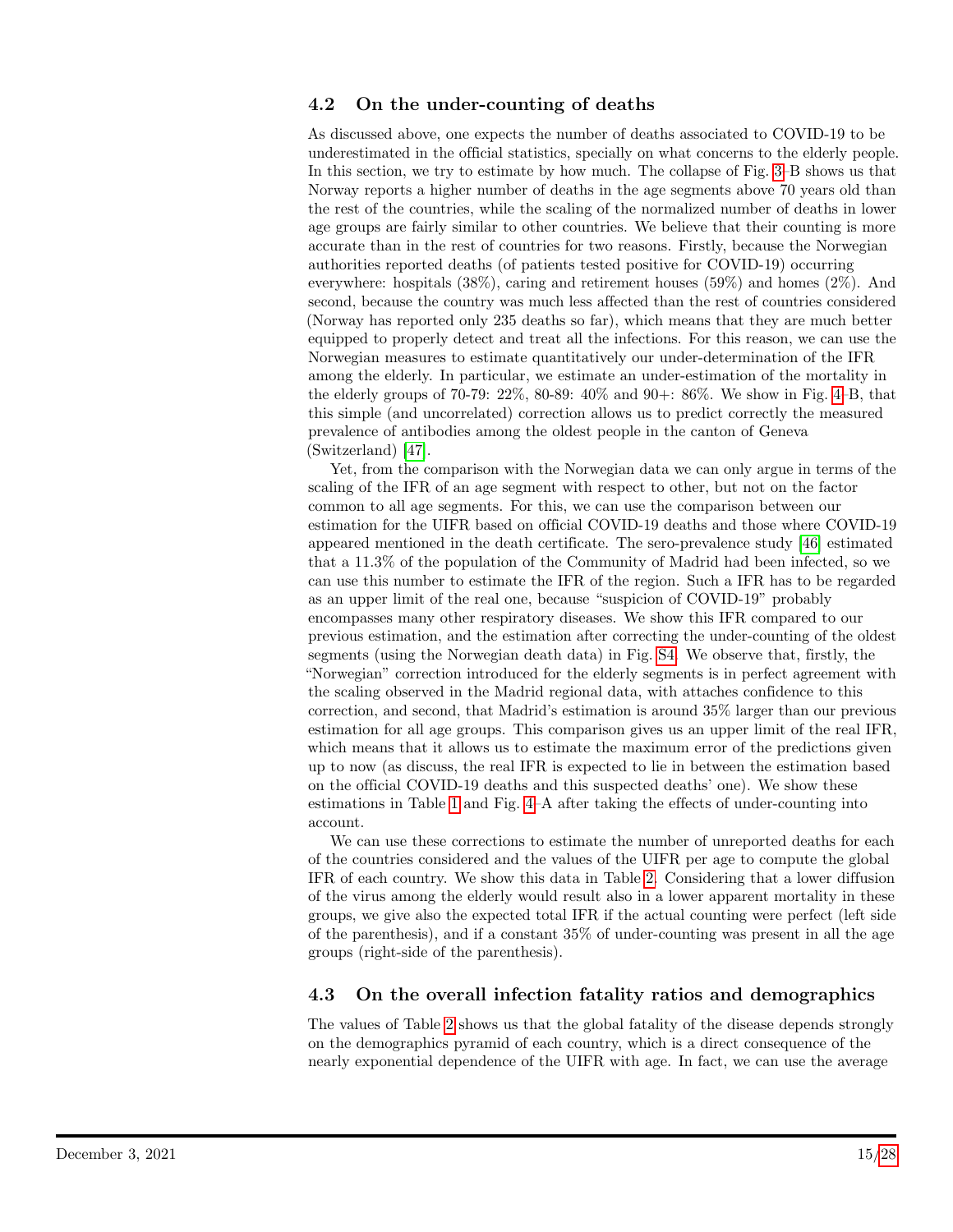### 4.2 On the under-counting of deaths

As discussed above, one expects the number of deaths associated to COVID-19 to be underestimated in the official statistics, specially on what concerns to the elderly people. In this section, we try to estimate by how much. The collapse of Fig. 3–B shows us that Norway reports a higher number of deaths in the age segments above 70 years old than the rest of the countries, while the scaling of the normalized number of deaths in lower age groups are fairly similar to other countries. We believe that their counting is more accurate than in the rest of countries for two reasons. Firstly, because the Norwegian authorities reported deaths (of patients tested positive for COVID-19) occurring everywhere: hospitals (38%), caring and retirement houses (59%) and homes (2%). And second, because the country was much less affected than the rest of countries considered (Norway has reported only 235 deaths so far), which means that they are much better equipped to properly detect and treat all the infections. For this reason, we can use the Norwegian measures to estimate quantitatively our under-determination of the IFR among the elderly. In particular, we estimate an under-estimation of the mortality in the elderly groups of 70-79: 22%, 80-89: 40% and 90+: 86%. We show in Fig. 4–B, that this simple (and uncorrelated) correction allows us to predict correctly the measured prevalence of antibodies among the oldest people in the canton of Geneva (Switzerland) [47].

Yet, from the comparison with the Norwegian data we can only argue in terms of the scaling of the IFR of an age segment with respect to other, but not on the factor common to all age segments. For this, we can use the comparison between our estimation for the UIFR based on official COVID-19 deaths and those where COVID-19 appeared mentioned in the death certificate. The sero-prevalence study [46] estimated that a 11.3% of the population of the Community of Madrid had been infected, so we can use this number to estimate the IFR of the region. Such a IFR has to be regarded as an upper limit of the real one, because "suspicion of COVID-19" probably encompasses many other respiratory diseases. We show this IFR compared to our previous estimation, and the estimation after correcting the under-counting of the oldest segments (using the Norwegian death data) in Fig. S4. We observe that, firstly, the "Norwegian" correction introduced for the elderly segments is in perfect agreement with the scaling observed in the Madrid regional data, with attaches confidence to this correction, and second, that Madrid's estimation is around 35% larger than our previous estimation for all age groups. This comparison gives us an upper limit of the real IFR, which means that it allows us to estimate the maximum error of the predictions given up to now (as discuss, the real IFR is expected to lie in between the estimation based on the official COVID-19 deaths and this suspected deaths' one). We show these estimations in Table 1 and Fig. 4–A after taking the effects of under-counting into account.

We can use these corrections to estimate the number of unreported deaths for each of the countries considered and the values of the UIFR per age to compute the global IFR of each country. We show this data in Table 2. Considering that a lower diffusion of the virus among the elderly would result also in a lower apparent mortality in these groups, we give also the expected total IFR if the actual counting were perfect (left side of the parenthesis), and if a constant 35% of under-counting was present in all the age groups (right-side of the parenthesis).

### 4.3 On the overall infection fatality ratios and demographics

The values of Table 2 shows us that the global fatality of the disease depends strongly on the demographics pyramid of each country, which is a direct consequence of the nearly exponential dependence of the UIFR with age. In fact, we can use the average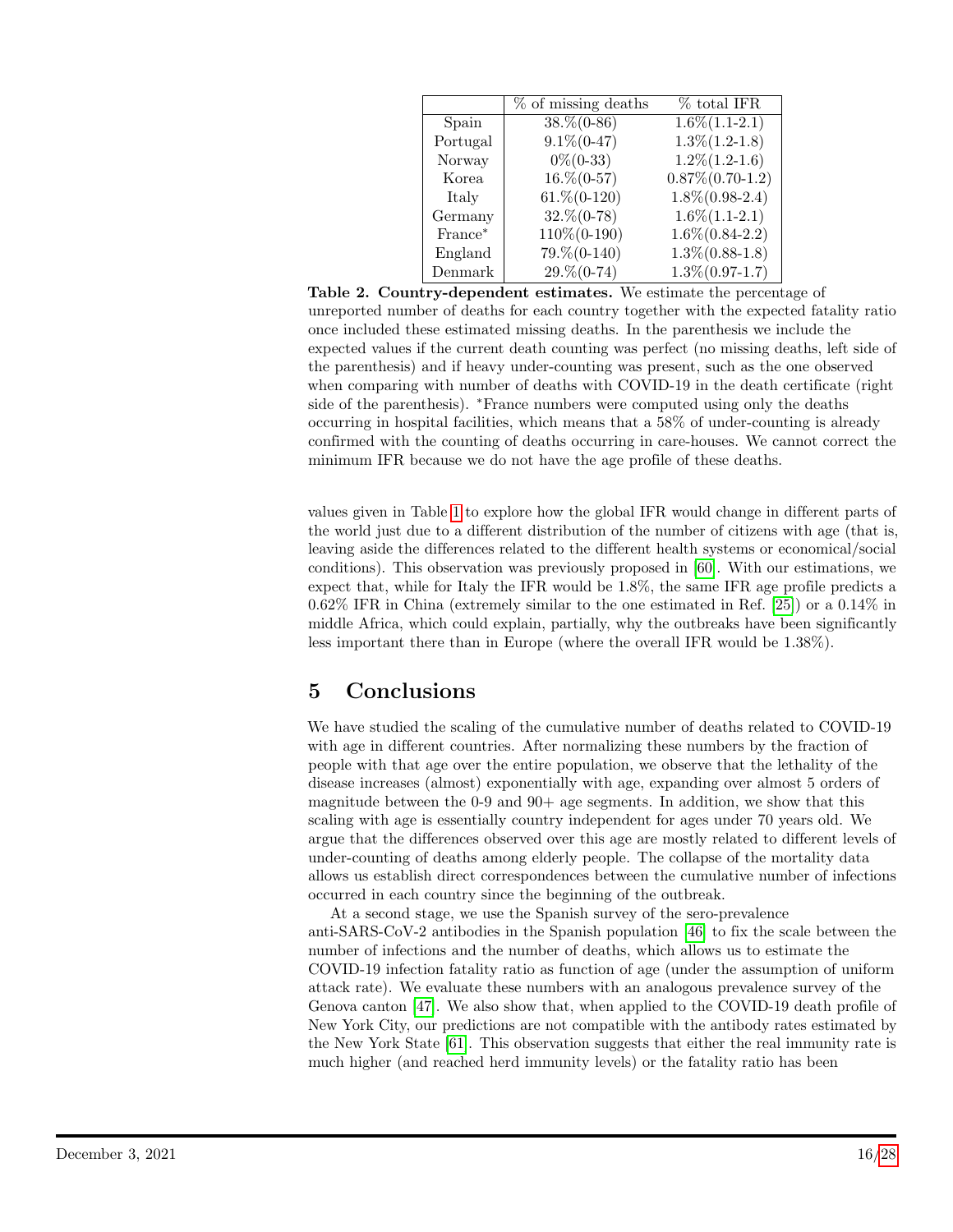| | % of missing deaths | % total IFR |
|---|---|---|
| Spain | 38.%(0-86) | 1.6%(1.1-2.1) |
| Portugal | 9.1%(0-47) | 1.3%(1.2-1.8) |
| Norway | 0%(0-33) | 1.2%(1.2-1.6) |
| Korea | 16.%(0-57) | 0.87%(0.70-1.2) |
| Italy | 61.%(0-120) | 1.8%(0.98-2.4) |
| Germany | 32.%(0-78) | 1.6%(1.1-2.1) |
| France* | 110%(0-190) | 1.6%(0.84-2.2) |
| England | 79.%(0-140) | 1.3%(0.88-1.8) |
| Denmark | 29.%(0-74) | 1.3%(0.97-1.7) |

**Table 2. Country-dependent estimates.** We estimate the percentage of unreported number of deaths for each country together with the expected fatality ratio once included these estimated missing deaths. In the parenthesis we include the expected values if the current death counting was perfect (no missing deaths, left side of the parenthesis) and if heavy under-counting was present, such as the one observed when comparing with number of deaths with COVID-19 in the death certificate (right side of the parenthesis). *France numbers were computed using only the deaths occurring in hospital facilities, which means that a 58% of under-counting is already confirmed with the counting of deaths occurring in care-houses. We cannot correct the minimum IFR because we do not have the age profile of these deaths.

values given in Table 1 to explore how the global IFR would change in different parts of the world just due to a different distribution of the number of citizens with age (that is, leaving aside the differences related to the different health systems or economical/social conditions). This observation was previously proposed in [60]. With our estimations, we expect that, while for Italy the IFR would be 1.8%, the same IFR age profile predicts a 0.62% IFR in China (extremely similar to the one estimated in Ref. [25]) or a 0.14% in middle Africa, which could explain, partially, why the outbreaks have been significantly less important there than in Europe (where the overall IFR would be 1.38%).

# 5 Conclusions

We have studied the scaling of the cumulative number of deaths related to COVID-19 with age in different countries. After normalizing these numbers by the fraction of people with that age over the entire population, we observe that the lethality of the disease increases (almost) exponentially with age, expanding over almost 5 orders of magnitude between the 0-9 and 90+ age segments. In addition, we show that this scaling with age is essentially country independent for ages under 70 years old. We argue that the differences observed over this age are mostly related to different levels of under-counting of deaths among elderly people. The collapse of the mortality data allows us establish direct correspondences between the cumulative number of infections occurred in each country since the beginning of the outbreak.

At a second stage, we use the Spanish survey of the sero-prevalence anti-SARS-CoV-2 antibodies in the Spanish population [46] to fix the scale between the number of infections and the number of deaths, which allows us to estimate the COVID-19 infection fatality ratio as function of age (under the assumption of uniform attack rate). We evaluate these numbers with an analogous prevalence survey of the Genova canton [47]. We also show that, when applied to the COVID-19 death profile of New York City, our predictions are not compatible with the antibody rates estimated by the New York State [61]. This observation suggests that either the real immunity rate is much higher (and reached herd immunity levels) or the fatality ratio has been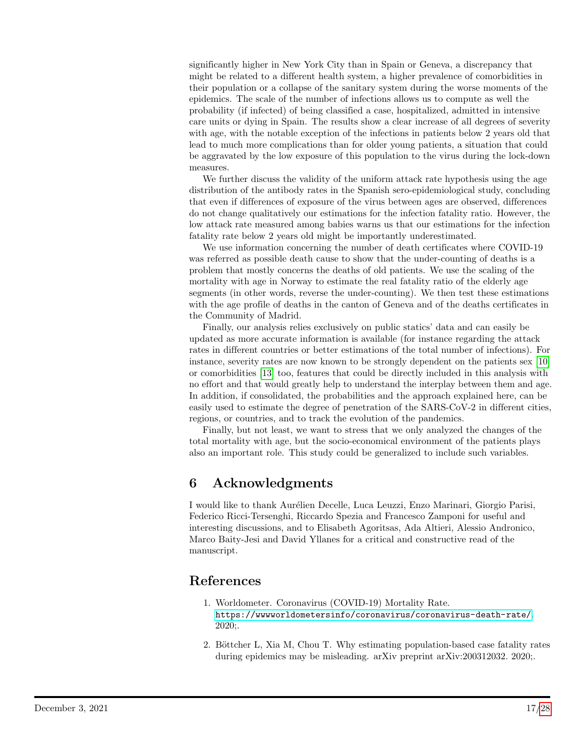significantly higher in New York City than in Spain or Geneva, a discrepancy that might be related to a different health system, a higher prevalence of comorbidities in their population or a collapse of the sanitary system during the worse moments of the epidemics. The scale of the number of infections allows us to compute as well the probability (if infected) of being classified a case, hospitalized, admitted in intensive care units or dying in Spain. The results show a clear increase of all degrees of severity with age, with the notable exception of the infections in patients below 2 years old that lead to much more complications than for older young patients, a situation that could be aggravated by the low exposure of this population to the virus during the lock-down measures.

We further discuss the validity of the uniform attack rate hypothesis using the age distribution of the antibody rates in the Spanish sero-epidemiological study, concluding that even if differences of exposure of the virus between ages are observed, differences do not change qualitatively our estimations for the infection fatality ratio. However, the low attack rate measured among babies warns us that our estimations for the infection fatality rate below 2 years old might be importantly underestimated.

We use information concerning the number of death certificates where COVID-19 was referred as possible death cause to show that the under-counting of deaths is a problem that mostly concerns the deaths of old patients. We use the scaling of the mortality with age in Norway to estimate the real fatality ratio of the elderly age segments (in other words, reverse the under-counting). We then test these estimations with the age profile of deaths in the canton of Geneva and of the deaths certificates in the Community of Madrid.

Finally, our analysis relies exclusively on public statics' data and can easily be updated as more accurate information is available (for instance regarding the attack rates in different countries or better estimations of the total number of infections). For instance, severity rates are now known to be strongly dependent on the patients sex [10] or comorbidities [13] too, features that could be directly included in this analysis with no effort and that would greatly help to understand the interplay between them and age. In addition, if consolidated, the probabilities and the approach explained here, can be easily used to estimate the degree of penetration of the SARS-CoV-2 in different cities, regions, or countries, and to track the evolution of the pandemics.

Finally, but not least, we want to stress that we only analyzed the changes of the total mortality with age, but the socio-economical environment of the patients plays also an important role. This study could be generalized to include such variables.

## 6 Acknowledgments

I would like to thank Aurélien Decelle, Luca Leuzzi, Enzo Marinari, Giorgio Parisi, Federico Ricci-Tersenghi, Riccardo Spezia and Francesco Zamponi for useful and interesting discussions, and to Elisabeth Agoritsas, Ada Altieri, Alessio Andronico, Marco Baity-Jesi and David Yllanes for a critical and constructive read of the manuscript.

## References

1. Worldometer. Coronavirus (COVID-19) Mortality Rate. https://wwwworldometersinfo/coronavirus/coronavirus-death-rate/. 2020;.

2. Böttcher L, Xia M, Chou T. Why estimating population-based case fatality rates during epidemics may be misleading. arXiv preprint arXiv:200312032. 2020;.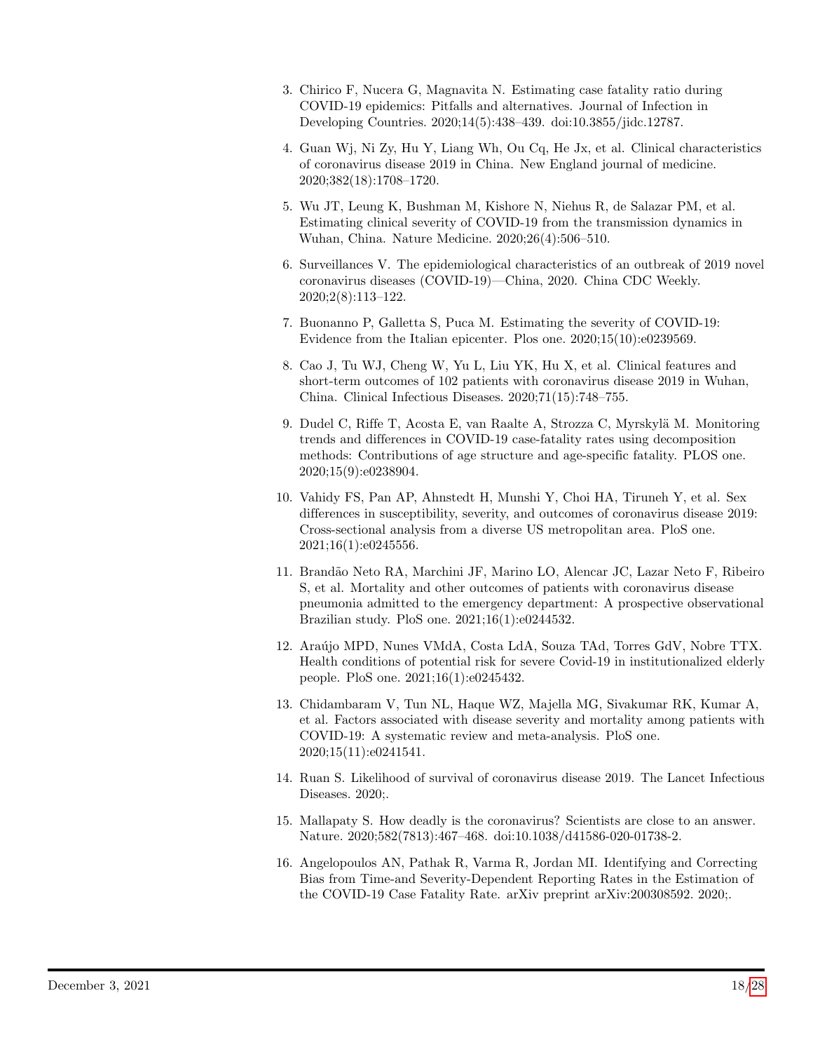3. Chirico F, Nucera G, Magnavita N. Estimating case fatality ratio during COVID-19 epidemics: Pitfalls and alternatives. Journal of Infection in Developing Countries. 2020;14(5):438–439. doi:10.3855/jidc.12787.

4. Guan Wj, Ni Zy, Hu Y, Liang Wh, Ou Cq, He Jx, et al. Clinical characteristics of coronavirus disease 2019 in China. New England journal of medicine. 2020;382(18):1708–1720.

5. Wu JT, Leung K, Bushman M, Kishore N, Niehus R, de Salazar PM, et al. Estimating clinical severity of COVID-19 from the transmission dynamics in Wuhan, China. Nature Medicine. 2020;26(4):506–510.

6. Surveillances V. The epidemiological characteristics of an outbreak of 2019 novel coronavirus diseases (COVID-19)—China, 2020. China CDC Weekly. 2020;2(8):113–122.

7. Buonanno P, Galletta S, Puca M. Estimating the severity of COVID-19: Evidence from the Italian epicenter. Plos one. 2020;15(10):e0239569.

8. Cao J, Tu WJ, Cheng W, Yu L, Liu YK, Hu X, et al. Clinical features and short-term outcomes of 102 patients with coronavirus disease 2019 in Wuhan, China. Clinical Infectious Diseases. 2020;71(15):748–755.

9. Dudel C, Riffe T, Acosta E, van Raalte A, Strozza C, Myrskylä M. Monitoring trends and differences in COVID-19 case-fatality rates using decomposition methods: Contributions of age structure and age-specific fatality. PLOS one. 2020;15(9):e0238904.

10. Vahidy FS, Pan AP, Ahnstedt H, Munshi Y, Choi HA, Tiruneh Y, et al. Sex differences in susceptibility, severity, and outcomes of coronavirus disease 2019: Cross-sectional analysis from a diverse US metropolitan area. PloS one. 2021;16(1):e0245556.

11. Brandão Neto RA, Marchini JF, Marino LO, Alencar JC, Lazar Neto F, Ribeiro S, et al. Mortality and other outcomes of patients with coronavirus disease pneumonia admitted to the emergency department: A prospective observational Brazilian study. PloS one. 2021;16(1):e0244532.

12. Araújo MPD, Nunes VMdA, Costa LdA, Souza TAd, Torres GdV, Nobre TTX. Health conditions of potential risk for severe Covid-19 in institutionalized elderly people. PloS one. 2021;16(1):e0245432.

13. Chidambaram V, Tun NL, Haque WZ, Majella MG, Sivakumar RK, Kumar A, et al. Factors associated with disease severity and mortality among patients with COVID-19: A systematic review and meta-analysis. PloS one. 2020;15(11):e0241541.

14. Ruan S. Likelihood of survival of coronavirus disease 2019. The Lancet Infectious Diseases. 2020;.

15. Mallapaty S. How deadly is the coronavirus? Scientists are close to an answer. Nature. 2020;582(7813):467–468. doi:10.1038/d41586-020-01738-2.

16. Angelopoulos AN, Pathak R, Varma R, Jordan MI. Identifying and Correcting Bias from Time-and Severity-Dependent Reporting Rates in the Estimation of the COVID-19 Case Fatality Rate. arXiv preprint arXiv:200308592. 2020;.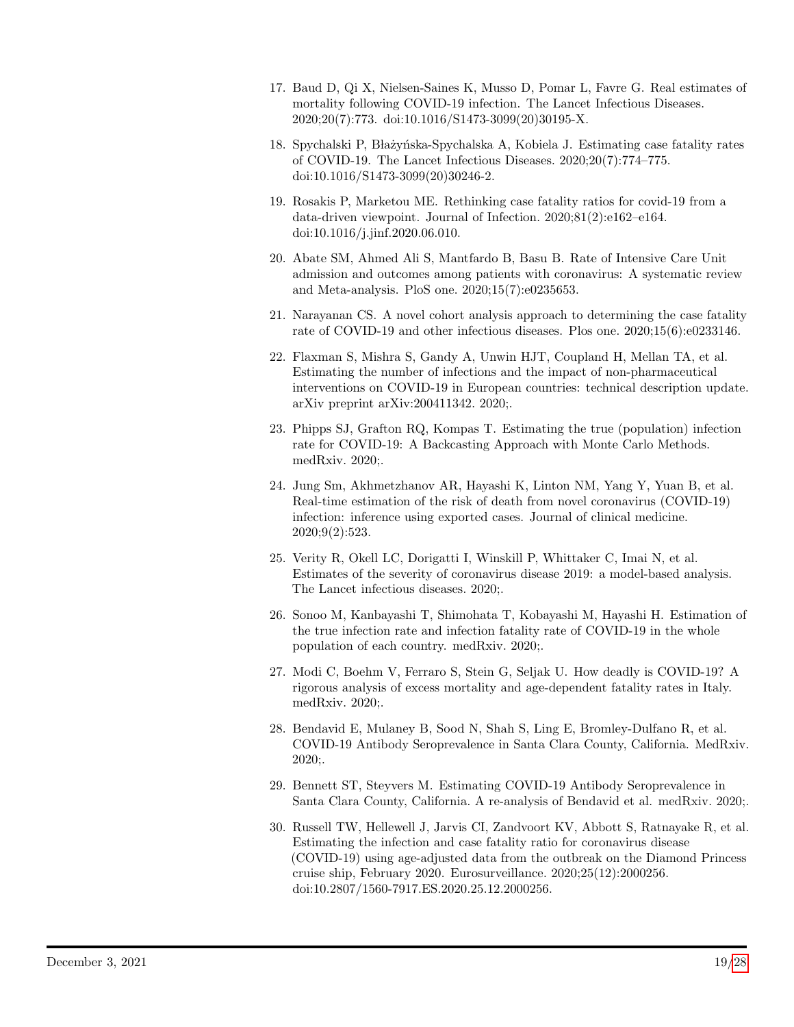17. Baud D, Qi X, Nielsen-Saines K, Musso D, Pomar L, Favre G. Real estimates of mortality following COVID-19 infection. The Lancet Infectious Diseases. 2020;20(7):773. doi:10.1016/S1473-3099(20)30195-X.

18. Spychalski P, Błażyńska-Spychalska A, Kobiela J. Estimating case fatality rates of COVID-19. The Lancet Infectious Diseases. 2020;20(7):774–775. doi:10.1016/S1473-3099(20)30246-2.

19. Rosakis P, Marketou ME. Rethinking case fatality ratios for covid-19 from a data-driven viewpoint. Journal of Infection. 2020;81(2):e162–e164. doi:10.1016/j.jinf.2020.06.010.

20. Abate SM, Ahmed Ali S, Mantfardo B, Basu B. Rate of Intensive Care Unit admission and outcomes among patients with coronavirus: A systematic review and Meta-analysis. PloS one. 2020;15(7):e0235653.

21. Narayanan CS. A novel cohort analysis approach to determining the case fatality rate of COVID-19 and other infectious diseases. Plos one. 2020;15(6):e0233146.

22. Flaxman S, Mishra S, Gandy A, Unwin HJT, Coupland H, Mellan TA, et al. Estimating the number of infections and the impact of non-pharmaceutical interventions on COVID-19 in European countries: technical description update. arXiv preprint arXiv:200411342. 2020;.

23. Phipps SJ, Grafton RQ, Kompas T. Estimating the true (population) infection rate for COVID-19: A Backcasting Approach with Monte Carlo Methods. medRxiv. 2020;.

24. Jung Sm, Akhmetzhanov AR, Hayashi K, Linton NM, Yang Y, Yuan B, et al. Real-time estimation of the risk of death from novel coronavirus (COVID-19) infection: inference using exported cases. Journal of clinical medicine. 2020;9(2):523.

25. Verity R, Okell LC, Dorigatti I, Winskill P, Whittaker C, Imai N, et al. Estimates of the severity of coronavirus disease 2019: a model-based analysis. The Lancet infectious diseases. 2020;.

26. Sonoo M, Kanbayashi T, Shimohata T, Kobayashi M, Hayashi H. Estimation of the true infection rate and infection fatality rate of COVID-19 in the whole population of each country. medRxiv. 2020;.

27. Modi C, Boehm V, Ferraro S, Stein G, Seljak U. How deadly is COVID-19? A rigorous analysis of excess mortality and age-dependent fatality rates in Italy. medRxiv. 2020;.

28. Bendavid E, Mulaney B, Sood N, Shah S, Ling E, Bromley-Dulfano R, et al. COVID-19 Antibody Seroprevalence in Santa Clara County, California. MedRxiv. 2020;.

29. Bennett ST, Steyvers M. Estimating COVID-19 Antibody Seroprevalence in Santa Clara County, California. A re-analysis of Bendavid et al. medRxiv. 2020;.

30. Russell TW, Hellewell J, Jarvis CI, Zandvoort KV, Abbott S, Ratnayake R, et al. Estimating the infection and case fatality ratio for coronavirus disease (COVID-19) using age-adjusted data from the outbreak on the Diamond Princess cruise ship, February 2020. Eurosurveillance. 2020;25(12):2000256. doi:10.2807/1560-7917.ES.2020.25.12.2000256.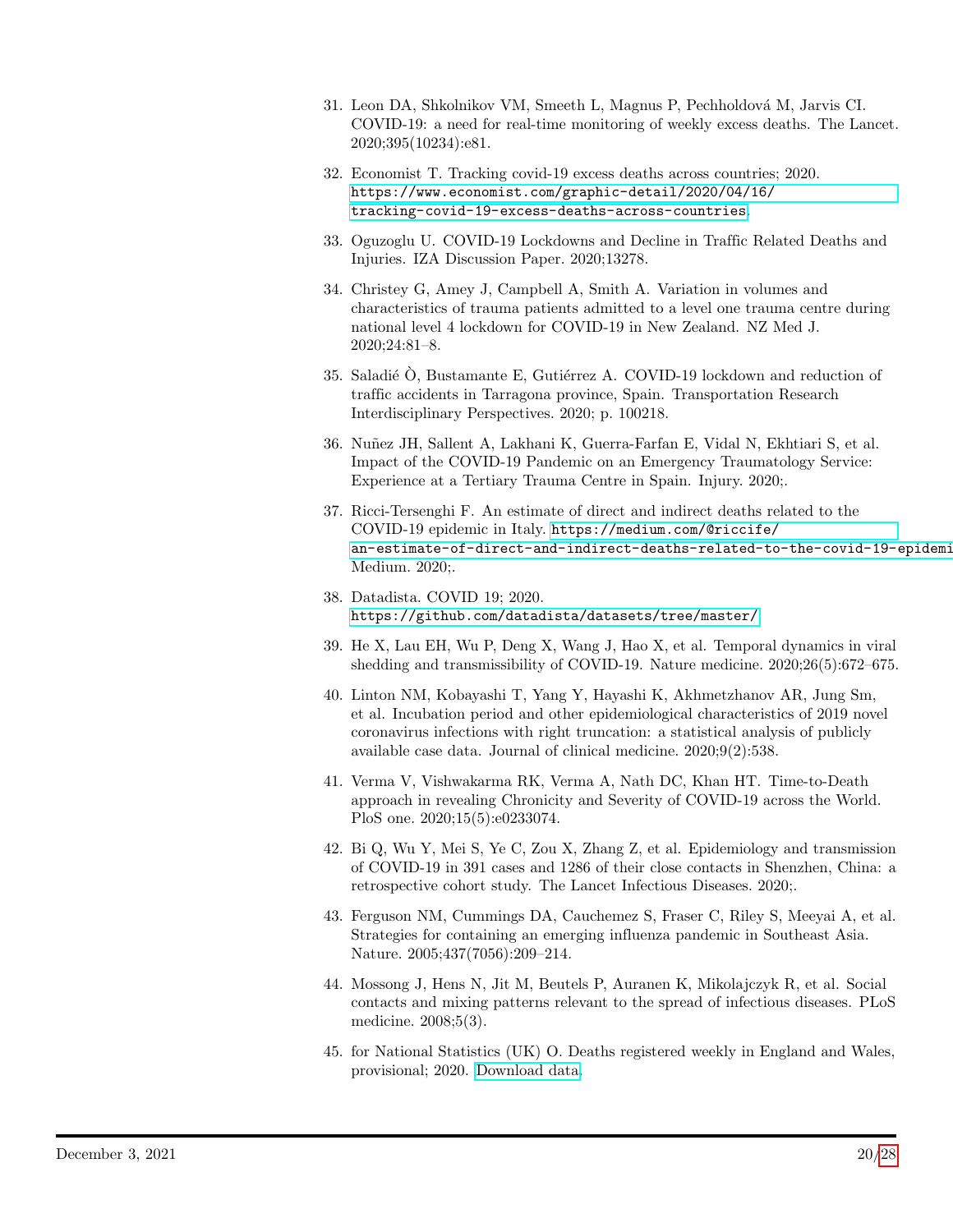31. Leon DA, Shkolnikov VM, Smeeth L, Magnus P, Pechholdová M, Jarvis CI. COVID-19: a need for real-time monitoring of weekly excess deaths. The Lancet. 2020;395(10234):e81.

32. Economist T. Tracking covid-19 excess deaths across countries; 2020. https://www.economist.com/graphic-detail/2020/04/16/tracking-covid-19-excess-deaths-across-countries.

33. Oguzoglu U. COVID-19 Lockdowns and Decline in Traffic Related Deaths and Injuries. IZA Discussion Paper. 2020;13278.

34. Christey G, Amey J, Campbell A, Smith A. Variation in volumes and characteristics of trauma patients admitted to a level one trauma centre during national level 4 lockdown for COVID-19 in New Zealand. NZ Med J. 2020;24:81–8.

35. Saladié Ò, Bustamante E, Gutiérrez A. COVID-19 lockdown and reduction of traffic accidents in Tarragona province, Spain. Transportation Research Interdisciplinary Perspectives. 2020; p. 100218.

36. Nuñez JH, Sallent A, Lakhani K, Guerra-Farfan E, Vidal N, Ekhtiari S, et al. Impact of the COVID-19 Pandemic on an Emergency Traumatology Service: Experience at a Tertiary Trauma Centre in Spain. Injury. 2020;.

37. Ricci-Tersenghi F. An estimate of direct and indirect deaths related to the COVID-19 epidemic in Italy. https://medium.com/@riccife/an-estimate-of-direct-and-indirect-deaths-related-to-the-covid-19-epidemi Medium. 2020;.

38. Datadista. COVID 19; 2020. https://github.com/datadista/datasets/tree/master/

39. He X, Lau EH, Wu P, Deng X, Wang J, Hao X, et al. Temporal dynamics in viral shedding and transmissibility of COVID-19. Nature medicine. 2020;26(5):672–675.

40. Linton NM, Kobayashi T, Yang Y, Hayashi K, Akhmetzhanov AR, Jung Sm, et al. Incubation period and other epidemiological characteristics of 2019 novel coronavirus infections with right truncation: a statistical analysis of publicly available case data. Journal of clinical medicine. 2020;9(2):538.

41. Verma V, Vishwakarma RK, Verma A, Nath DC, Khan HT. Time-to-Death approach in revealing Chronicity and Severity of COVID-19 across the World. PloS one. 2020;15(5):e0233074.

42. Bi Q, Wu Y, Mei S, Ye C, Zou X, Zhang Z, et al. Epidemiology and transmission of COVID-19 in 391 cases and 1286 of their close contacts in Shenzhen, China: a retrospective cohort study. The Lancet Infectious Diseases. 2020;.

43. Ferguson NM, Cummings DA, Cauchemez S, Fraser C, Riley S, Meeyai A, et al. Strategies for containing an emerging influenza pandemic in Southeast Asia. Nature. 2005;437(7056):209–214.

44. Mossong J, Hens N, Jit M, Beutels P, Auranen K, Mikolajczyk R, et al. Social contacts and mixing patterns relevant to the spread of infectious diseases. PLoS medicine. 2008;5(3).

45. for National Statistics (UK) O. Deaths registered weekly in England and Wales, provisional; 2020. Download data.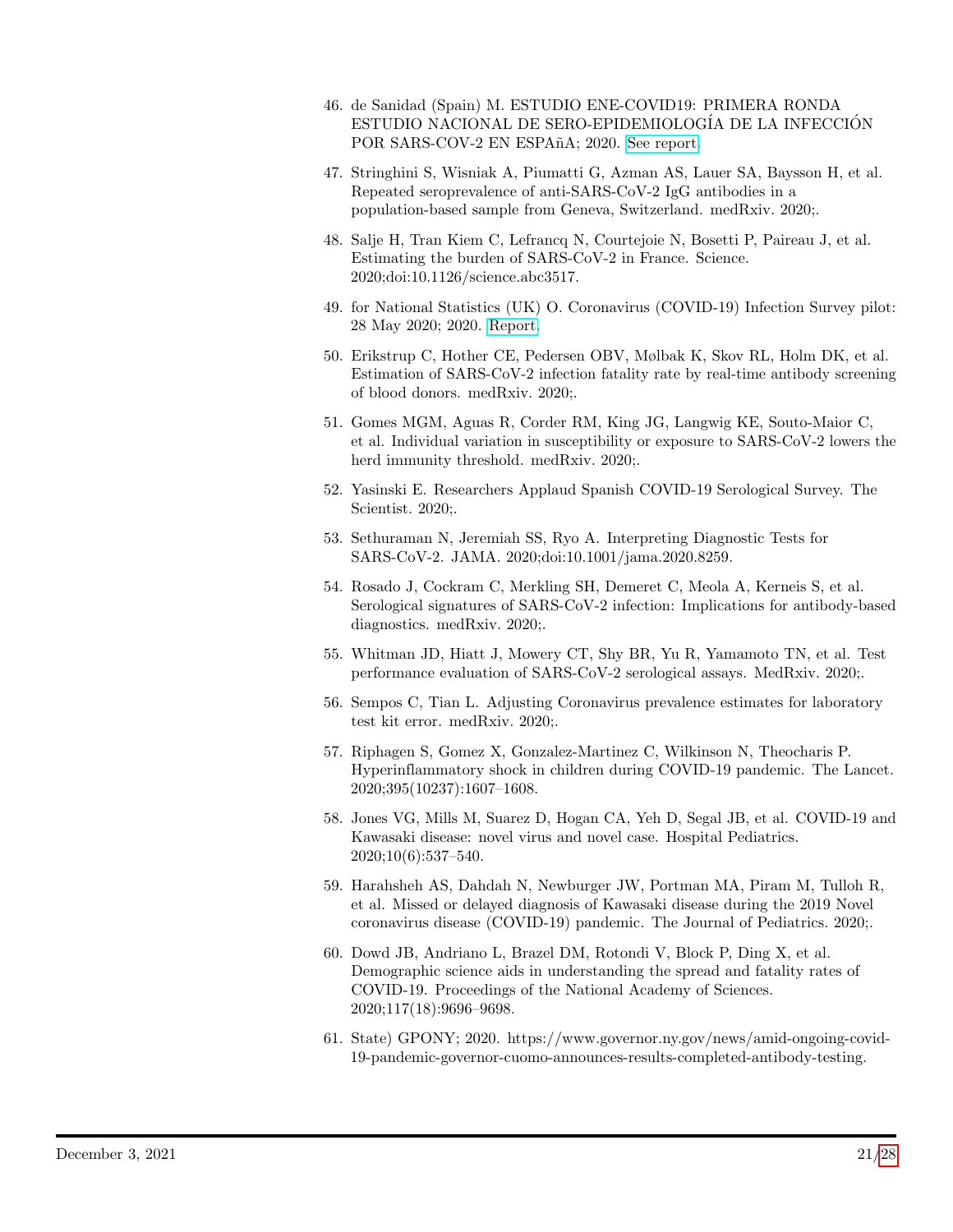46. de Sanidad (Spain) M. ESTUDIO ENE-COVID19: PRIMERA RONDA ESTUDIO NACIONAL DE SERO-EPIDEMIOLOGÍA DE LA INFECCIÓN POR SARS-COV-2 EN ESPAñA; 2020. See report.

47. Stringhini S, Wisniak A, Piumatti G, Azman AS, Lauer SA, Baysson H, et al. Repeated seroprevalence of anti-SARS-CoV-2 IgG antibodies in a population-based sample from Geneva, Switzerland. medRxiv. 2020;.

48. Salje H, Tran Kiem C, Lefrancq N, Courtejoie N, Bosetti P, Paireau J, et al. Estimating the burden of SARS-CoV-2 in France. Science. 2020;doi:10.1126/science.abc3517.

49. for National Statistics (UK) O. Coronavirus (COVID-19) Infection Survey pilot: 28 May 2020; 2020. Report.

50. Erikstrup C, Hother CE, Pedersen OBV, Mølbak K, Skov RL, Holm DK, et al. Estimation of SARS-CoV-2 infection fatality rate by real-time antibody screening of blood donors. medRxiv. 2020;.

51. Gomes MGM, Aguas R, Corder RM, King JG, Langwig KE, Souto-Maior C, et al. Individual variation in susceptibility or exposure to SARS-CoV-2 lowers the herd immunity threshold. medRxiv. 2020;.

52. Yasinski E. Researchers Applaud Spanish COVID-19 Serological Survey. The Scientist. 2020;.

53. Sethuraman N, Jeremiah SS, Ryo A. Interpreting Diagnostic Tests for SARS-CoV-2. JAMA. 2020;doi:10.1001/jama.2020.8259.

54. Rosado J, Cockram C, Merkling SH, Demeret C, Meola A, Kerneis S, et al. Serological signatures of SARS-CoV-2 infection: Implications for antibody-based diagnostics. medRxiv. 2020;.

55. Whitman JD, Hiatt J, Mowery CT, Shy BR, Yu R, Yamamoto TN, et al. Test performance evaluation of SARS-CoV-2 serological assays. MedRxiv. 2020;.

56. Sempos C, Tian L. Adjusting Coronavirus prevalence estimates for laboratory test kit error. medRxiv. 2020;.

57. Riphagen S, Gomez X, Gonzalez-Martinez C, Wilkinson N, Theocharis P. Hyperinflammatory shock in children during COVID-19 pandemic. The Lancet. 2020;395(10237):1607–1608.

58. Jones VG, Mills M, Suarez D, Hogan CA, Yeh D, Segal JB, et al. COVID-19 and Kawasaki disease: novel virus and novel case. Hospital Pediatrics. 2020;10(6):537–540.

59. Harahsheh AS, Dahdah N, Newburger JW, Portman MA, Piram M, Tulloh R, et al. Missed or delayed diagnosis of Kawasaki disease during the 2019 Novel coronavirus disease (COVID-19) pandemic. The Journal of Pediatrics. 2020;.

60. Dowd JB, Andriano L, Brazel DM, Rotondi V, Block P, Ding X, et al. Demographic science aids in understanding the spread and fatality rates of COVID-19. Proceedings of the National Academy of Sciences. 2020;117(18):9696–9698.

61. State) GPONY; 2020. https://www.governor.ny.gov/news/amid-ongoing-covid-19-pandemic-governor-cuomo-announces-results-completed-antibody-testing.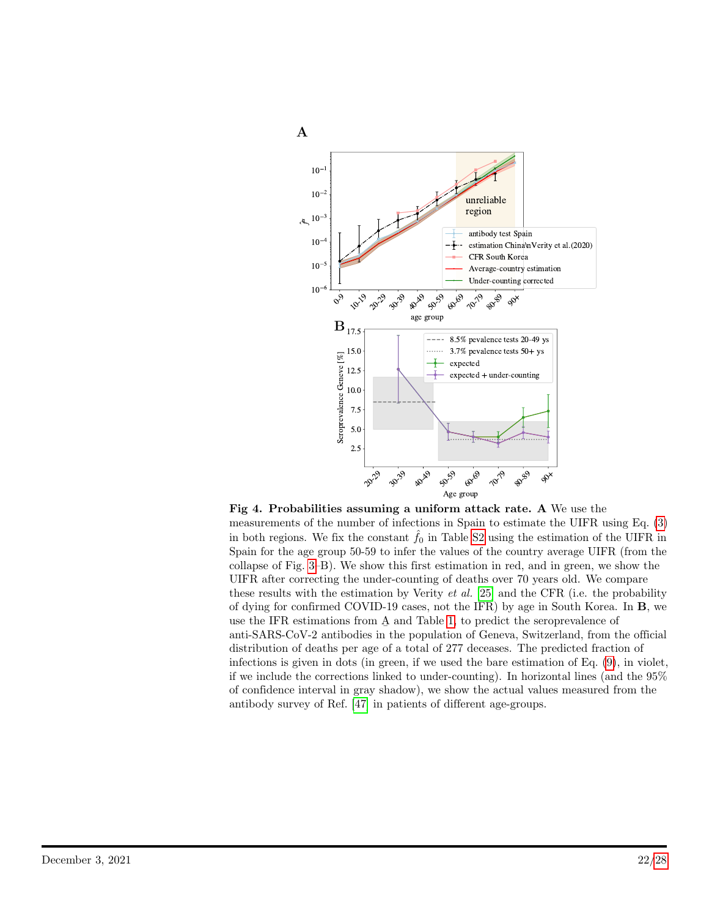**Fig 4. Probabilities assuming a uniform attack rate. A** We use the measurements of the number of infections in Spain to estimate the UIFR using Eq. (3) in both regions. We fix the constant $\hat{f}_0$ in Table S2 using the estimation of the UIFR in Spain for the age group 50-59 to infer the values of the country average UIFR (from the collapse of Fig. 3-B). We show this first estimation in red, and in green, we show the UIFR after correcting the under-counting of deaths over 70 years old. We compare these results with the estimation by Verity *et al.* [25] and the CFR (i.e. the probability of dying for confirmed COVID-19 cases, not the IFR) by age in South Korea. In **B**, we use the IFR estimations from A and Table 1, to predict the seroprevalence of anti-SARS-CoV-2 antibodies in the population of Geneva, Switzerland, from the official distribution of deaths per age of a total of 277 deceases. The predicted fraction of infections is given in dots (in green, if we used the bare estimation of Eq. (9), in violet, if we include the corrections linked to under-counting). In horizontal lines (and the 95% of confidence interval in gray shadow), we show the actual values measured from the antibody survey of Ref. [47] in patients of different age-groups.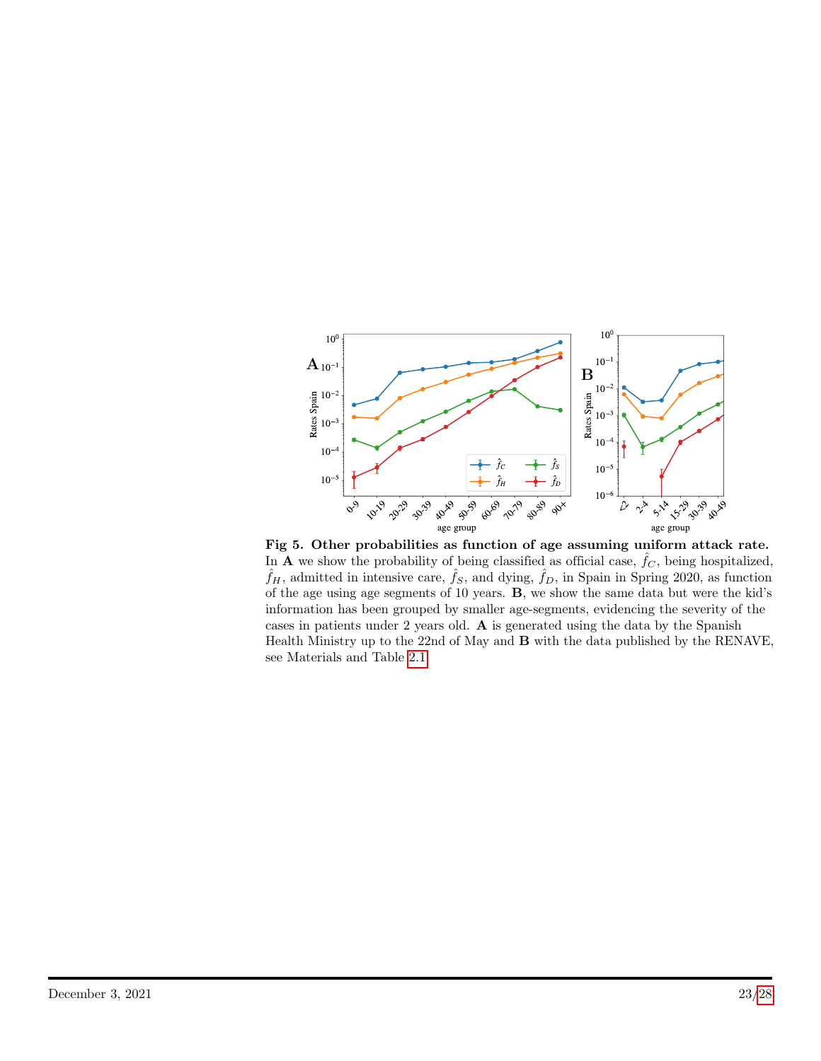**Fig 5. Other probabilities as function of age assuming uniform attack rate.** In **A** we show the probability of being classified as official case, $\hat{f}_C$, being hospitalized, $\hat{f}_H$, admitted in intensive care, $\hat{f}_S$, and dying, $\hat{f}_D$, in Spain in Spring 2020, as function of the age using age segments of 10 years. **B**, we show the same data but were the kid's information has been grouped by smaller age-segments, evidencing the severity of the cases in patients under 2 years old. **A** is generated using the data by the Spanish Health Ministry up to the 22nd of May and **B** with the data published by the RENAVE, see Materials and Table 2.1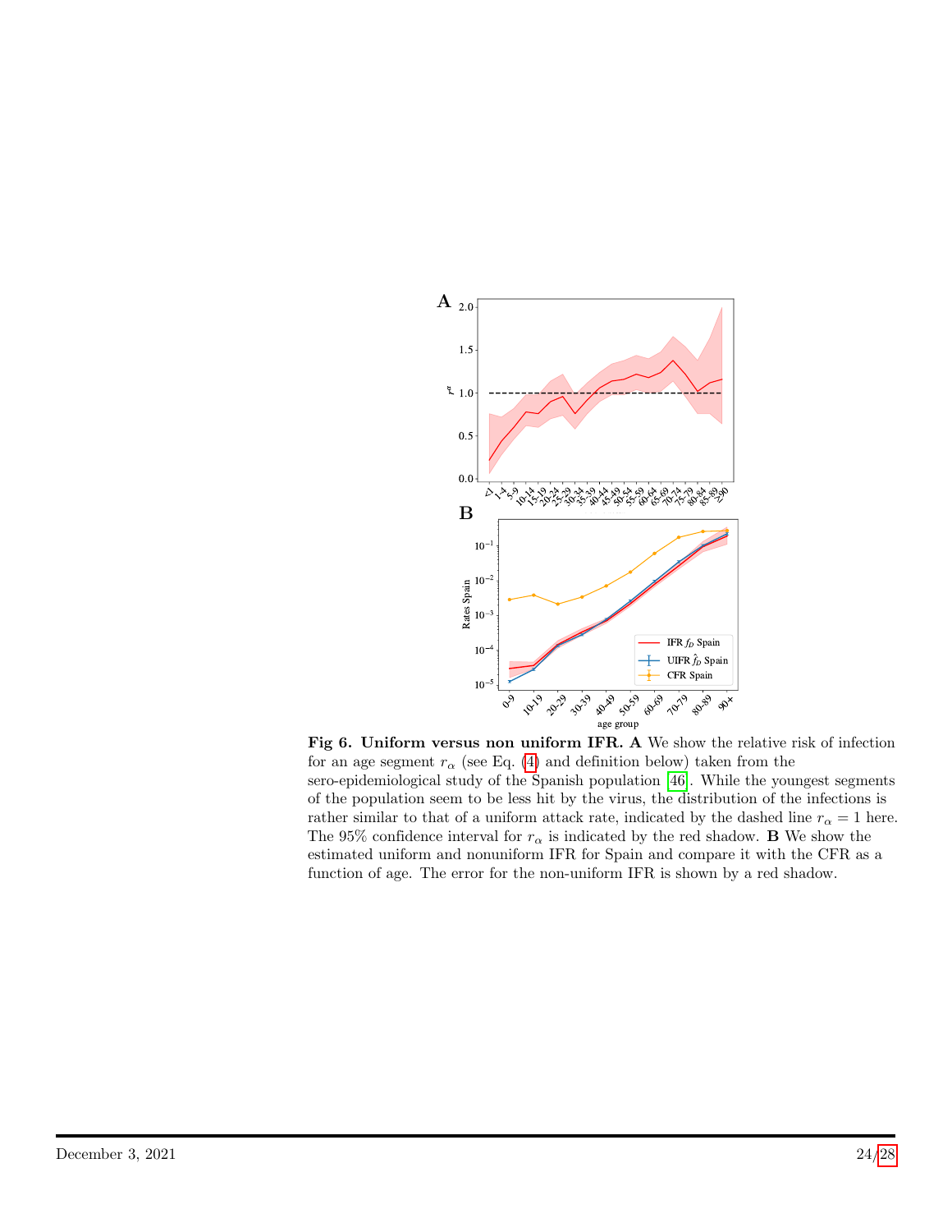**Fig 6. Uniform versus non uniform IFR. A** We show the relative risk of infection for an age segment $r_\alpha$ (see Eq. (4) and definition below) taken from the sero-epidemiological study of the Spanish population [46]. While the youngest segments of the population seem to be less hit by the virus, the distribution of the infections is rather similar to that of a uniform attack rate, indicated by the dashed line $r_\alpha = 1$ here. The 95% confidence interval for $r_\alpha$ is indicated by the red shadow. **B** We show the estimated uniform and nonuniform IFR for Spain and compare it with the CFR as a function of age. The error for the non-uniform IFR is shown by a red shadow.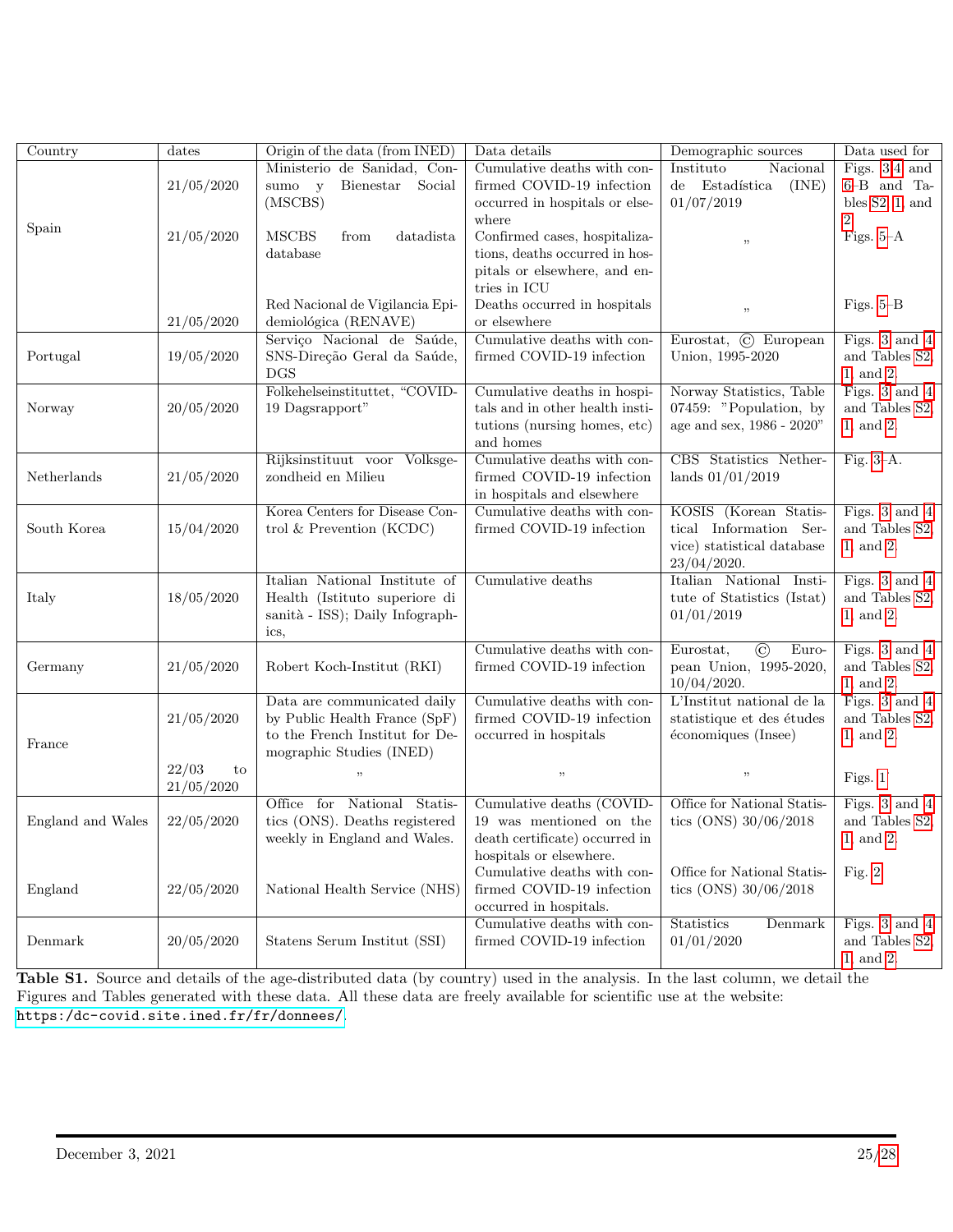| Country | dates | Origin of the data (from INED) | Data details | Demographic sources | Data used for |
|---|---|---|---|---|---|
| Spain | 21/05/2020 | Ministerio de Sanidad, Consumo y Bienestar Social (MSCBS) | Cumulative deaths with confirmed COVID-19 infection occurred in hospitals or elsewhere | Instituto Nacional de Estadística (INE) 01/07/2019 | Figs. 3,4 and 6–B and Tables S2, 1, and 2 |
| | 21/05/2020 | MSCBS from datadista database | Confirmed cases, hospitalizations, deaths occurred in hospitals or elsewhere, and entries in ICU | " | Figs. 5–A |
| | 21/05/2020 | Red Nacional de Vigilancia Epidemiológica (RENAVE) | Deaths occurred in hospitals or elsewhere | " | Figs. 5–B |
| Portugal | 19/05/2020 | Serviço Nacional de Saúde, SNS-Direção Geral da Saúde, DGS | Cumulative deaths with confirmed COVID-19 infection | Eurostat, © European Union, 1995-2020 | Figs. 3 and 4 and Tables S2, 1, and 2 |
| Norway | 20/05/2020 | Folkehelseinstituttet, "COVID-19 Dagsrapport" | Cumulative deaths in hospitals and in other health institutions (nursing homes, etc) and homes | Norway Statistics, Table 07459: "Population, by age and sex, 1986 - 2020" | Figs. 3 and 4 and Tables S2, 1, and 2 |
| Netherlands | 21/05/2020 | Rijksinstituut voor Volksgezondheid en Milieu | Cumulative deaths with confirmed COVID-19 infection in hospitals and elsewhere | CBS Statistics Netherlands 01/01/2019 | Fig. 3–A. |
| South Korea | 15/04/2020 | Korea Centers for Disease Control & Prevention (KCDC) | Cumulative deaths with confirmed COVID-19 infection | KOSIS (Korean Statistical Information Service) statistical database 23/04/2020. | Figs. 3 and 4 and Tables S2, 1, and 2 |
| Italy | 18/05/2020 | Italian National Institute of Health (Istituto superiore di sanità - ISS); Daily Infographics, | Cumulative deaths | Italian National Institute of Statistics (Istat) 01/01/2019 | Figs. 3 and 4 and Tables S2, 1, and 2. |
| Germany | 21/05/2020 | Robert Koch-Institut (RKI) | Cumulative deaths with confirmed COVID-19 infection | Eurostat, © European Union, 1995-2020, 10/04/2020. | Figs. 3 and 4 and Tables S2, 1, and 2. |
| France | 21/05/2020 | Data are communicated daily by Public Health France (SpF) to the French Institut for Demographic Studies (INED) | Cumulative deaths with confirmed COVID-19 infection occurred in hospitals | L'Institut national de la statistique et des études économiques (Insee) | Figs. 3 and 4 and Tables S2, 1, and 2 |
| | 22/03 to 21/05/2020 | " | " | " | Figs. 1 |
| England and Wales | 22/05/2020 | Office for National Statistics (ONS). Deaths registered weekly in England and Wales. | Cumulative deaths (COVID-19 was mentioned on the death certificate) occurred in hospitals or elsewhere. | Office for National Statistics (ONS) 30/06/2018 | Figs. 3 and 4 and Tables S2, 1, and 2 |
| England | 22/05/2020 | National Health Service (NHS) | Cumulative deaths with confirmed COVID-19 infection occurred in hospitals. | Office for National Statistics (ONS) 30/06/2018 | Fig. 2 |
| Denmark | 20/05/2020 | Statens Serum Institut (SSI) | Cumulative deaths with confirmed COVID-19 infection | Statistics Denmark 01/01/2020 | Figs. 3 and 4 and Tables S2, 1, and 2. |

**Table S1.** Source and details of the age-distributed data (by country) used in the analysis. In the last column, we detail the Figures and Tables generated with these data. All these data are freely available for scientific use at the website: https://dc-covid.site.ined.fr/fr/donnees/.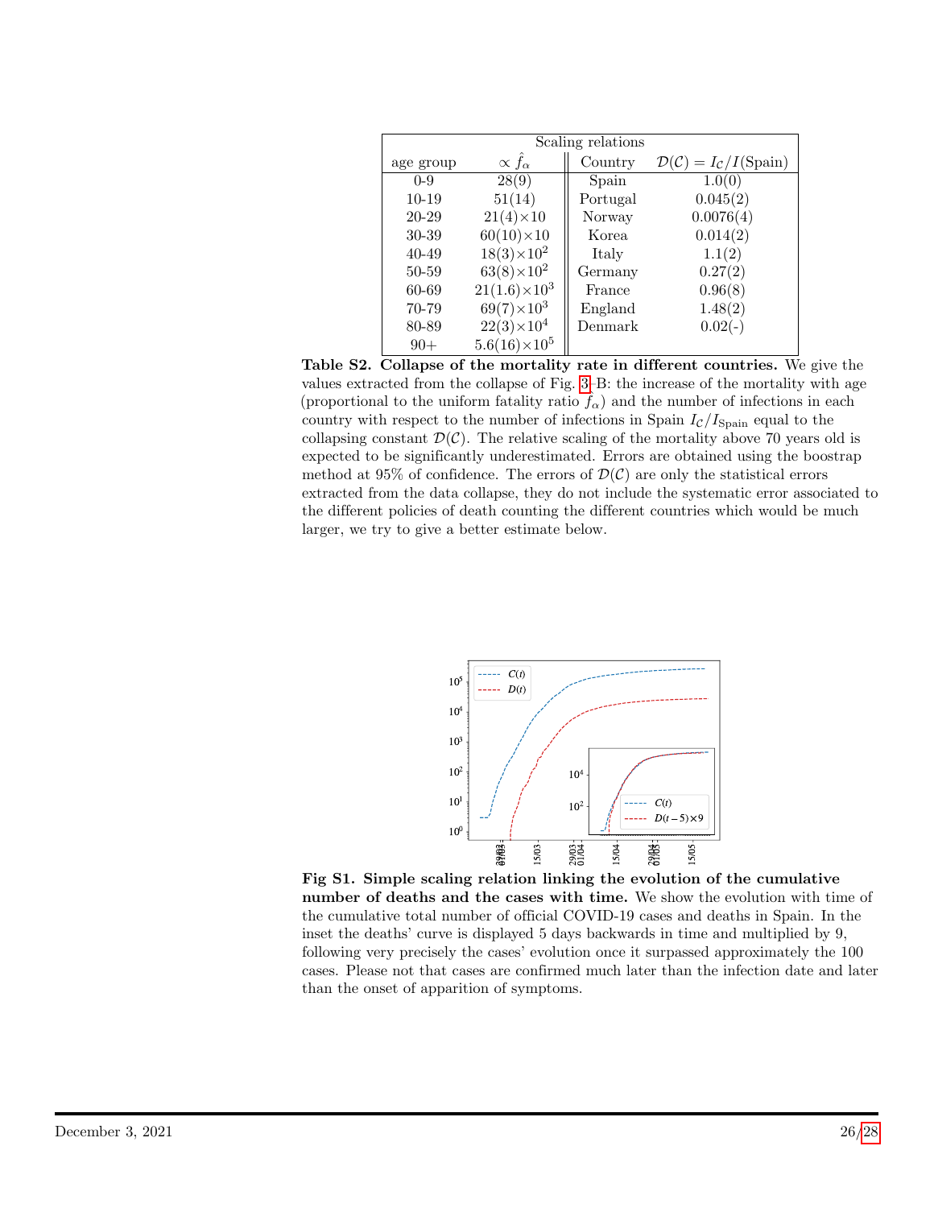| Scaling relations | | | |
|---|---|---|---|
| age group | $\propto \hat{f}_\alpha$ | Country | $\mathcal{D}(\mathcal{C}) = I_\mathcal{C}/I(\text{Spain})$ |
| 0-9 | 28(9) | Spain | 1.0(0) |
| 10-19 | 51(14) | Portugal | 0.045(2) |
| 20-29 | $21(4)\times 10$ | Norway | 0.0076(4) |
| 30-39 | $60(10)\times 10$ | Korea | 0.014(2) |
| 40-49 | $18(3)\times 10^2$ | Italy | 1.1(2) |
| 50-59 | $63(8)\times 10^2$ | Germany | 0.27(2) |
| 60-69 | $21(1.6)\times 10^3$ | France | 0.96(8) |
| 70-79 | $69(7)\times 10^3$ | England | 1.48(2) |
| 80-89 | $22(3)\times 10^4$ | Denmark | 0.02(-) |
| 90+ | $5.6(16)\times 10^5$ | | |

**Table S2. Collapse of the mortality rate in different countries.** We give the values extracted from the collapse of Fig. 3-B: the increase of the mortality with age (proportional to the uniform fatality ratio $\hat{f}_\alpha$) and the number of infections in each country with respect to the number of infections in Spain $I_\mathcal{C}/I_\text{Spain}$ equal to the collapsing constant $\mathcal{D}(\mathcal{C})$. The relative scaling of the mortality above 70 years old is expected to be significantly underestimated. Errors are obtained using the boostrap method at 95% of confidence. The errors of $\mathcal{D}(\mathcal{C})$ are only the statistical errors extracted from the data collapse, they do not include the systematic error associated to the different policies of death counting the different countries which would be much larger, we try to give a better estimate below.

**Fig S1. Simple scaling relation linking the evolution of the cumulative number of deaths and the cases with time.** We show the evolution with time of the cumulative total number of official COVID-19 cases and deaths in Spain. In the inset the deaths' curve is displayed 5 days backwards in time and multiplied by 9, following very precisely the cases' evolution once it surpassed approximately the 100 cases. Please not that cases are confirmed much later than the infection date and later than the onset of apparition of symptoms.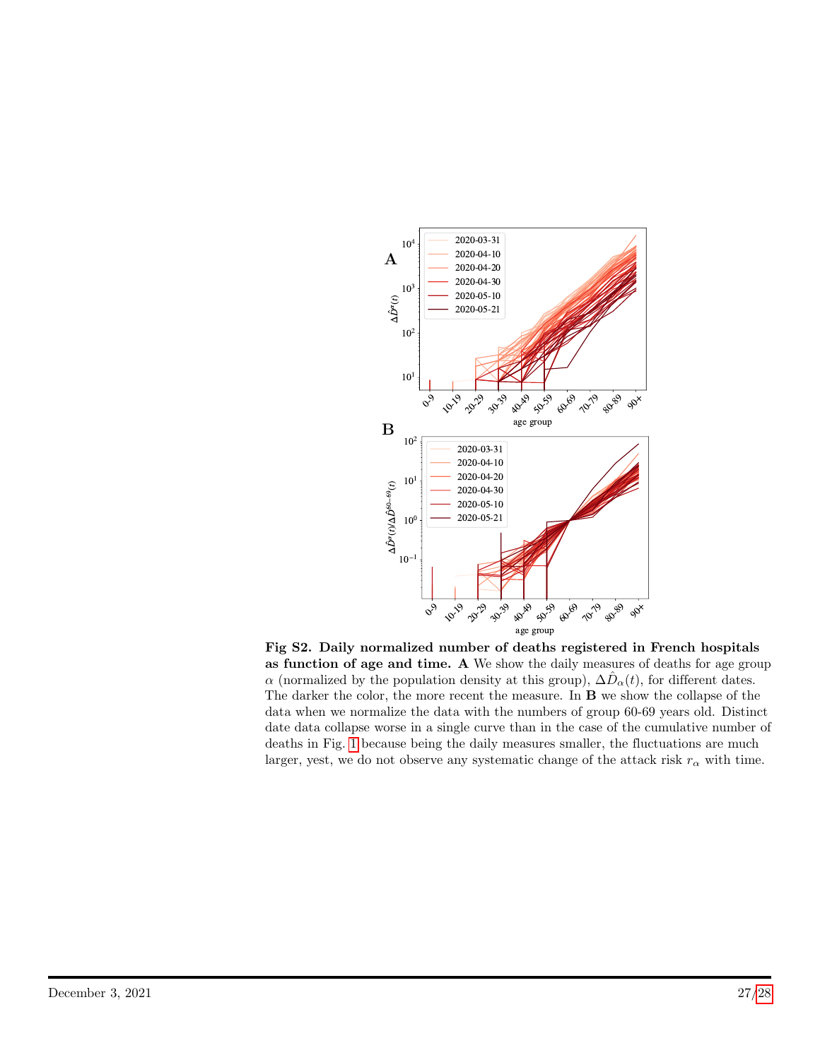**Fig S2. Daily normalized number of deaths registered in French hospitals as function of age and time.** **A** We show the daily measures of deaths for age group $\alpha$ (normalized by the population density at this group), $\Delta\hat{D}_\alpha(t)$, for different dates. The darker the color, the more recent the measure. In **B** we show the collapse of the data when we normalize the data with the numbers of group 60-69 years old. Distinct date data collapse worse in a single curve than in the case of the cumulative number of deaths in Fig. 1 because being the daily measures smaller, the fluctuations are much larger, yest, we do not observe any systematic change of the attack risk $r_\alpha$ with time.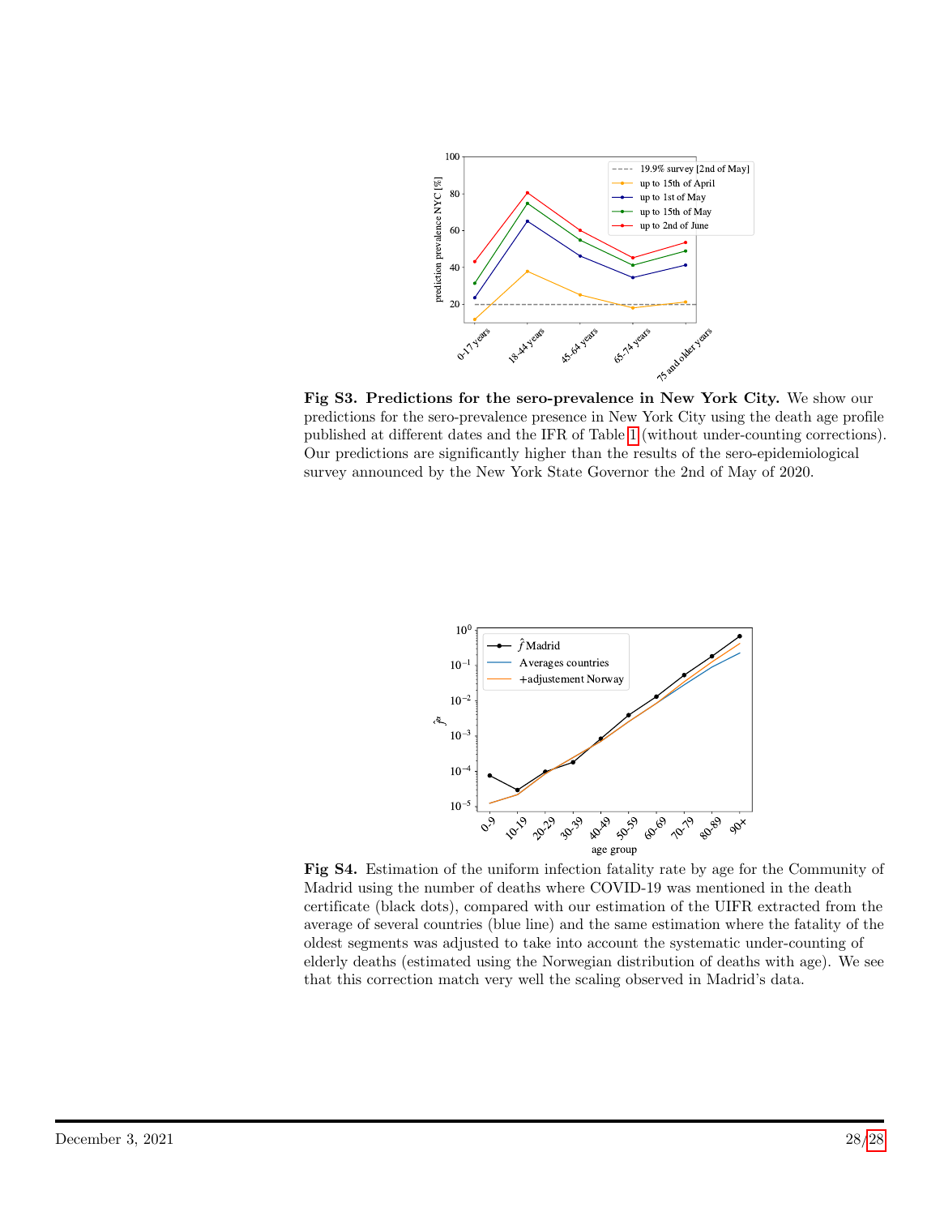100

80

60

40

20

prediction prevalence NYC [%]

19.9% survey [2nd of May]

up to 15th of April

up to 1st of May

up to 15th of May

up to 2nd of June

0-17 years

18-44 years

45-64 years

65-74 years

75 and older years

**Fig S3. Predictions for the sero-prevalence in New York City.** We show our predictions for the sero-prevalence presence in New York City using the death age profile published at different dates and the IFR of Table 1 (without under-counting corrections). Our predictions are significantly higher than the results of the sero-epidemiological survey announced by the New York State Governor the 2nd of May of 2020.

$10^0$

$10^{-1}$

$10^{-2}$

$10^{-3}$

$10^{-4}$

$10^{-5}$

$\hat{f}^a$

$\hat{f}$ Madrid

Averages countries

+adjustement Norway

0-9

10-19

20-29

30-39

40-49

50-59

60-69

70-79

80-89

90+

age group

**Fig S4.** Estimation of the uniform infection fatality rate by age for the Community of Madrid using the number of deaths where COVID-19 was mentioned in the death certificate (black dots), compared with our estimation of the UIFR extracted from the average of several countries (blue line) and the same estimation where the fatality of the oldest segments was adjusted to take into account the systematic under-counting of elderly deaths (estimated using the Norwegian distribution of deaths with age). We see that this correction match very well the scaling observed in Madrid's data.